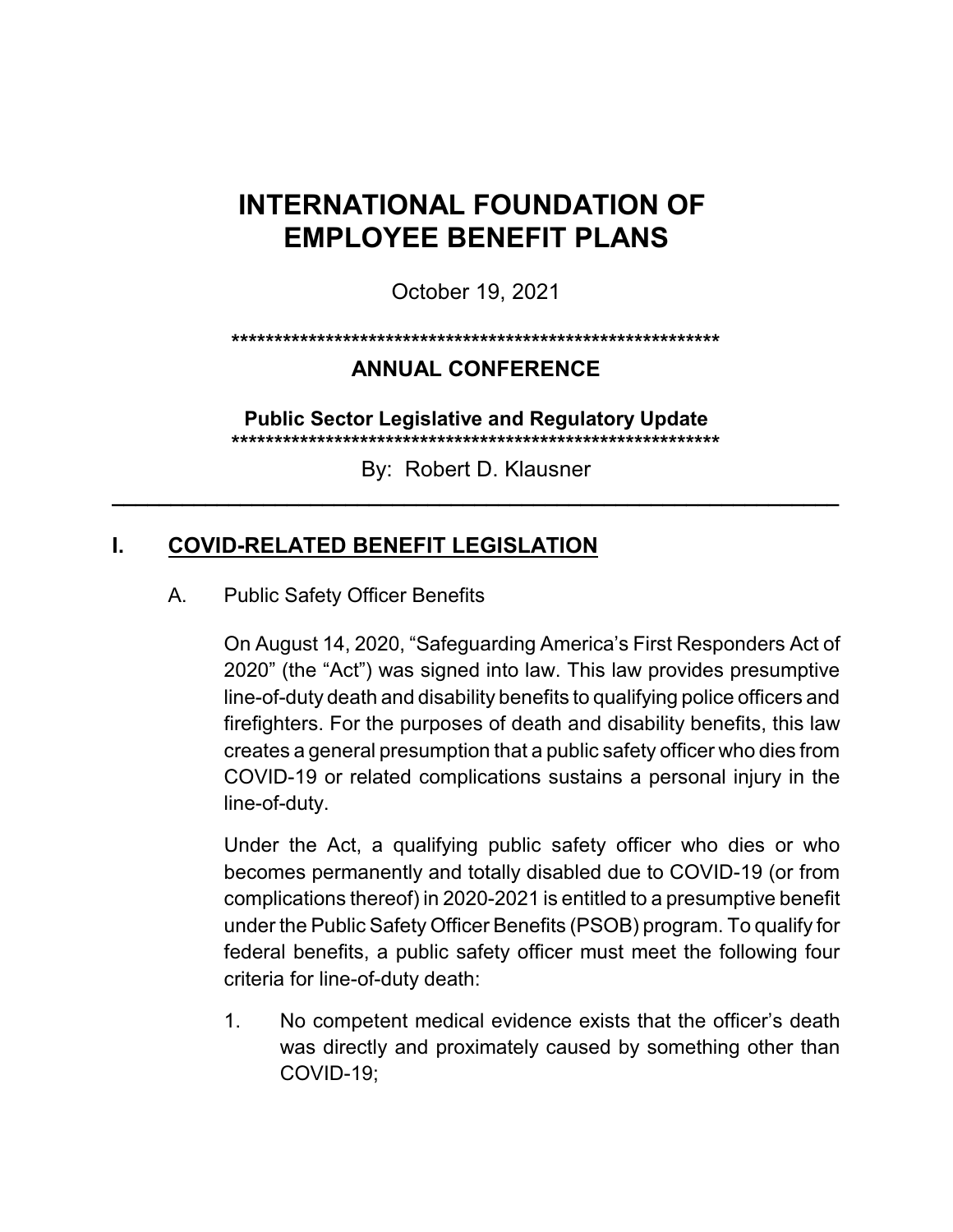# INTERNATIONAL FOUNDATION OF EMPLOYEE BENEFIT PLANS

October 19, 2021

\*\*\*\*\*\*\*\*\*\*\*\*\*\*\*\*\*\*\*\*\*\*\*\*\*\*\*\*\*\*\*\*\*\*\*\*\*\*\*\*\*\*\*\*\*\*\*\*\*\*\*\*\*\*\*\*\*\*\*\*

**ANNUAL CONFERENCE**

**Public Sector Legislative and Regulatory Update**

\*\*\*\*\*\*\*\*\*\*\*\*\*\*\*\*\*\*\*\*\*\*\*\*\*\*\*\*\*\*\*\*\*\*\*\*\*\*\*\*\*\*\*\*\*\*\*\*\*\*\*\*\*\*\*\*\*\*\*\*

By: Robert D. Klausner

---

## I. COVID-RELATED BENEFIT LEGISLATION

### A. Public Safety Officer Benefits

On August 14, 2020, "Safeguarding America's First Responders Act of 2020" (the "Act") was signed into law. This law provides presumptive line-of-duty death and disability benefits to qualifying police officers and firefighters. For the purposes of death and disability benefits, this law creates a general presumption that a public safety officer who dies from COVID-19 or related complications sustains a personal injury in the line-of-duty.

Under the Act, a qualifying public safety officer who dies or who becomes permanently and totally disabled due to COVID-19 (or from complications thereof) in 2020-2021 is entitled to a presumptive benefit under the Public Safety Officer Benefits (PSOB) program. To qualify for federal benefits, a public safety officer must meet the following four criteria for line-of-duty death:

1. No competent medical evidence exists that the officer's death was directly and proximately caused by something other than COVID-19;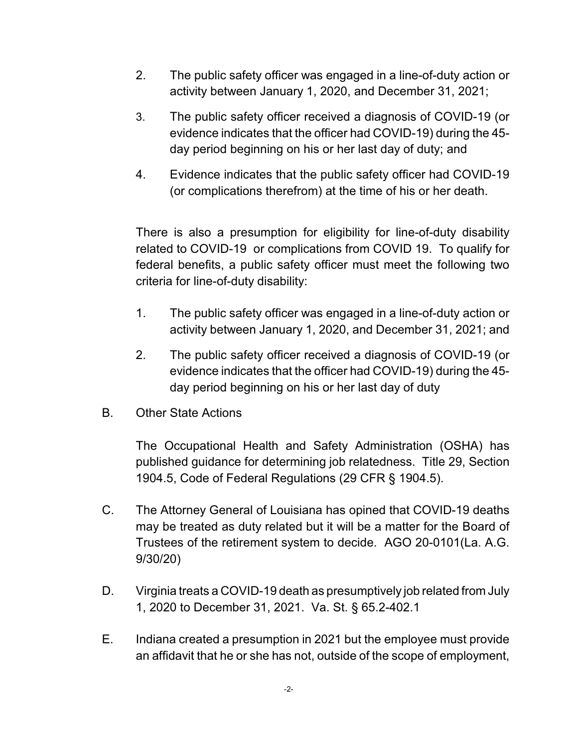2. The public safety officer was engaged in a line-of-duty action or activity between January 1, 2020, and December 31, 2021;

3. The public safety officer received a diagnosis of COVID-19 (or evidence indicates that the officer had COVID-19) during the 45-day period beginning on his or her last day of duty; and

4. Evidence indicates that the public safety officer had COVID-19 (or complications therefrom) at the time of his or her death.

There is also a presumption for eligibility for line-of-duty disability related to COVID-19 or complications from COVID 19. To qualify for federal benefits, a public safety officer must meet the following two criteria for line-of-duty disability:

1. The public safety officer was engaged in a line-of-duty action or activity between January 1, 2020, and December 31, 2021; and

2. The public safety officer received a diagnosis of COVID-19 (or evidence indicates that the officer had COVID-19) during the 45-day period beginning on his or her last day of duty

B. Other State Actions

The Occupational Health and Safety Administration (OSHA) has published guidance for determining job relatedness. Title 29, Section 1904.5, Code of Federal Regulations (29 CFR § 1904.5).

C. The Attorney General of Louisiana has opined that COVID-19 deaths may be treated as duty related but it will be a matter for the Board of Trustees of the retirement system to decide. AGO 20-0101(La. A.G. 9/30/20)

D. Virginia treats a COVID-19 death as presumptively job related from July 1, 2020 to December 31, 2021. Va. St. § 65.2-402.1

E. Indiana created a presumption in 2021 but the employee must provide an affidavit that he or she has not, outside of the scope of employment,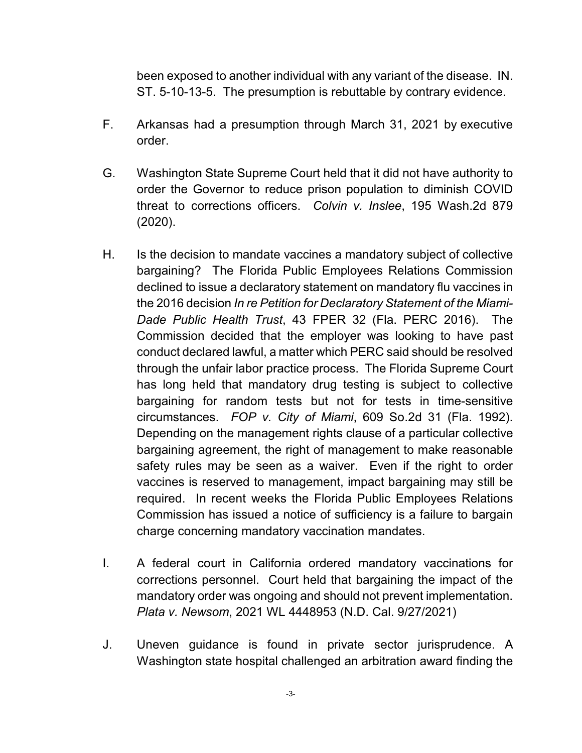been exposed to another individual with any variant of the disease. IN. ST. 5-10-13-5. The presumption is rebuttable by contrary evidence.

F. Arkansas had a presumption through March 31, 2021 by executive order.

G. Washington State Supreme Court held that it did not have authority to order the Governor to reduce prison population to diminish COVID threat to corrections officers. *Colvin v. Inslee*, 195 Wash.2d 879 (2020).

H. Is the decision to mandate vaccines a mandatory subject of collective bargaining? The Florida Public Employees Relations Commission declined to issue a declaratory statement on mandatory flu vaccines in the 2016 decision *In re Petition for Declaratory Statement of the Miami-Dade Public Health Trust*, 43 FPER 32 (Fla. PERC 2016). The Commission decided that the employer was looking to have past conduct declared lawful, a matter which PERC said should be resolved through the unfair labor practice process. The Florida Supreme Court has long held that mandatory drug testing is subject to collective bargaining for random tests but not for tests in time-sensitive circumstances. *FOP v. City of Miami*, 609 So.2d 31 (Fla. 1992). Depending on the management rights clause of a particular collective bargaining agreement, the right of management to make reasonable safety rules may be seen as a waiver. Even if the right to order vaccines is reserved to management, impact bargaining may still be required. In recent weeks the Florida Public Employees Relations Commission has issued a notice of sufficiency is a failure to bargain charge concerning mandatory vaccination mandates.

I. A federal court in California ordered mandatory vaccinations for corrections personnel. Court held that bargaining the impact of the mandatory order was ongoing and should not prevent implementation. *Plata v. Newsom*, 2021 WL 4448953 (N.D. Cal. 9/27/2021)

J. Uneven guidance is found in private sector jurisprudence. A Washington state hospital challenged an arbitration award finding the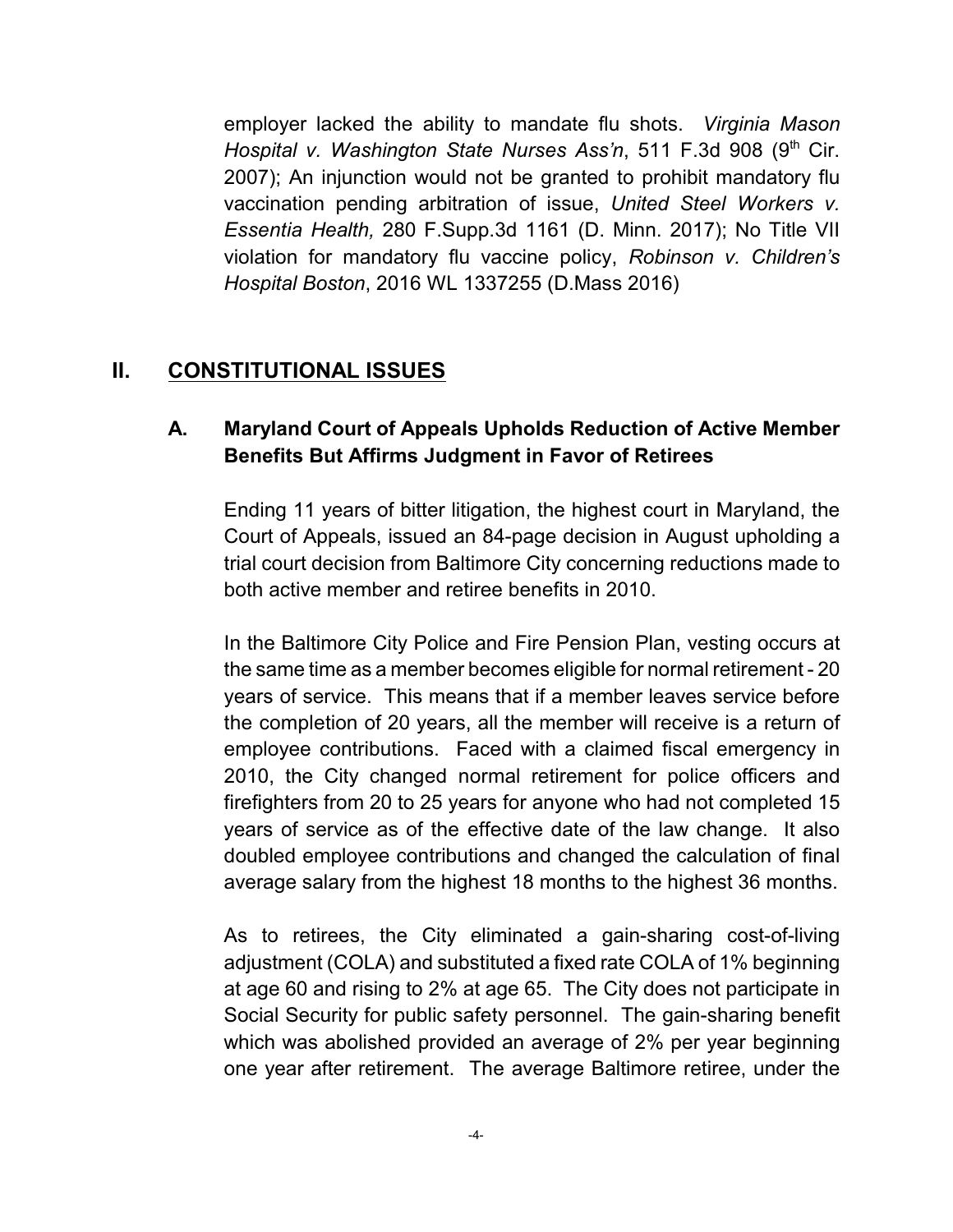employer lacked the ability to mandate flu shots. *Virginia Mason Hospital v. Washington State Nurses Ass'n*, 511 F.3d 908 (9th Cir. 2007); An injunction would not be granted to prohibit mandatory flu vaccination pending arbitration of issue, *United Steel Workers v. Essentia Health,* 280 F.Supp.3d 1161 (D. Minn. 2017); No Title VII violation for mandatory flu vaccine policy, *Robinson v. Children's Hospital Boston*, 2016 WL 1337255 (D.Mass 2016)

## II. CONSTITUTIONAL ISSUES

### A. Maryland Court of Appeals Upholds Reduction of Active Member Benefits But Affirms Judgment in Favor of Retirees

Ending 11 years of bitter litigation, the highest court in Maryland, the Court of Appeals, issued an 84-page decision in August upholding a trial court decision from Baltimore City concerning reductions made to both active member and retiree benefits in 2010.

In the Baltimore City Police and Fire Pension Plan, vesting occurs at the same time as a member becomes eligible for normal retirement - 20 years of service. This means that if a member leaves service before the completion of 20 years, all the member will receive is a return of employee contributions. Faced with a claimed fiscal emergency in 2010, the City changed normal retirement for police officers and firefighters from 20 to 25 years for anyone who had not completed 15 years of service as of the effective date of the law change. It also doubled employee contributions and changed the calculation of final average salary from the highest 18 months to the highest 36 months.

As to retirees, the City eliminated a gain-sharing cost-of-living adjustment (COLA) and substituted a fixed rate COLA of 1% beginning at age 60 and rising to 2% at age 65. The City does not participate in Social Security for public safety personnel. The gain-sharing benefit which was abolished provided an average of 2% per year beginning one year after retirement. The average Baltimore retiree, under the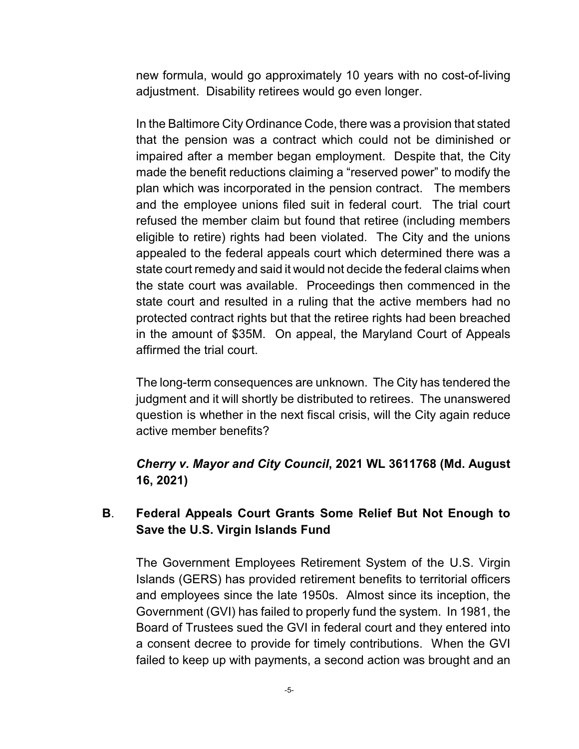new formula, would go approximately 10 years with no cost-of-living adjustment. Disability retirees would go even longer.

In the Baltimore City Ordinance Code, there was a provision that stated that the pension was a contract which could not be diminished or impaired after a member began employment. Despite that, the City made the benefit reductions claiming a "reserved power" to modify the plan which was incorporated in the pension contract. The members and the employee unions filed suit in federal court. The trial court refused the member claim but found that retiree (including members eligible to retire) rights had been violated. The City and the unions appealed to the federal appeals court which determined there was a state court remedy and said it would not decide the federal claims when the state court was available. Proceedings then commenced in the state court and resulted in a ruling that the active members had no protected contract rights but that the retiree rights had been breached in the amount of $35M. On appeal, the Maryland Court of Appeals affirmed the trial court.

The long-term consequences are unknown. The City has tendered the judgment and it will shortly be distributed to retirees. The unanswered question is whether in the next fiscal crisis, will the City again reduce active member benefits?

***Cherry v. Mayor and City Council*, 2021 WL 3611768 (Md. August 16, 2021)**

## B. Federal Appeals Court Grants Some Relief But Not Enough to Save the U.S. Virgin Islands Fund

The Government Employees Retirement System of the U.S. Virgin Islands (GERS) has provided retirement benefits to territorial officers and employees since the late 1950s. Almost since its inception, the Government (GVI) has failed to properly fund the system. In 1981, the Board of Trustees sued the GVI in federal court and they entered into a consent decree to provide for timely contributions. When the GVI failed to keep up with payments, a second action was brought and an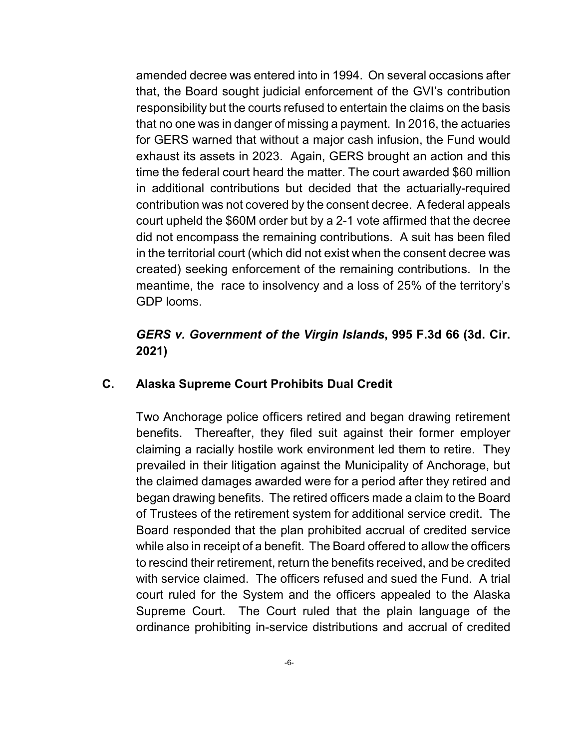amended decree was entered into in 1994. On several occasions after that, the Board sought judicial enforcement of the GVI's contribution responsibility but the courts refused to entertain the claims on the basis that no one was in danger of missing a payment. In 2016, the actuaries for GERS warned that without a major cash infusion, the Fund would exhaust its assets in 2023. Again, GERS brought an action and this time the federal court heard the matter. The court awarded $60 million in additional contributions but decided that the actuarially-required contribution was not covered by the consent decree. A federal appeals court upheld the $60M order but by a 2-1 vote affirmed that the decree did not encompass the remaining contributions. A suit has been filed in the territorial court (which did not exist when the consent decree was created) seeking enforcement of the remaining contributions. In the meantime, the race to insolvency and a loss of 25% of the territory's GDP looms.

***GERS v. Government of the Virgin Islands*, 995 F.3d 66 (3d. Cir. 2021)**

### C. Alaska Supreme Court Prohibits Dual Credit

Two Anchorage police officers retired and began drawing retirement benefits. Thereafter, they filed suit against their former employer claiming a racially hostile work environment led them to retire. They prevailed in their litigation against the Municipality of Anchorage, but the claimed damages awarded were for a period after they retired and began drawing benefits. The retired officers made a claim to the Board of Trustees of the retirement system for additional service credit. The Board responded that the plan prohibited accrual of credited service while also in receipt of a benefit. The Board offered to allow the officers to rescind their retirement, return the benefits received, and be credited with service claimed. The officers refused and sued the Fund. A trial court ruled for the System and the officers appealed to the Alaska Supreme Court. The Court ruled that the plain language of the ordinance prohibiting in-service distributions and accrual of credited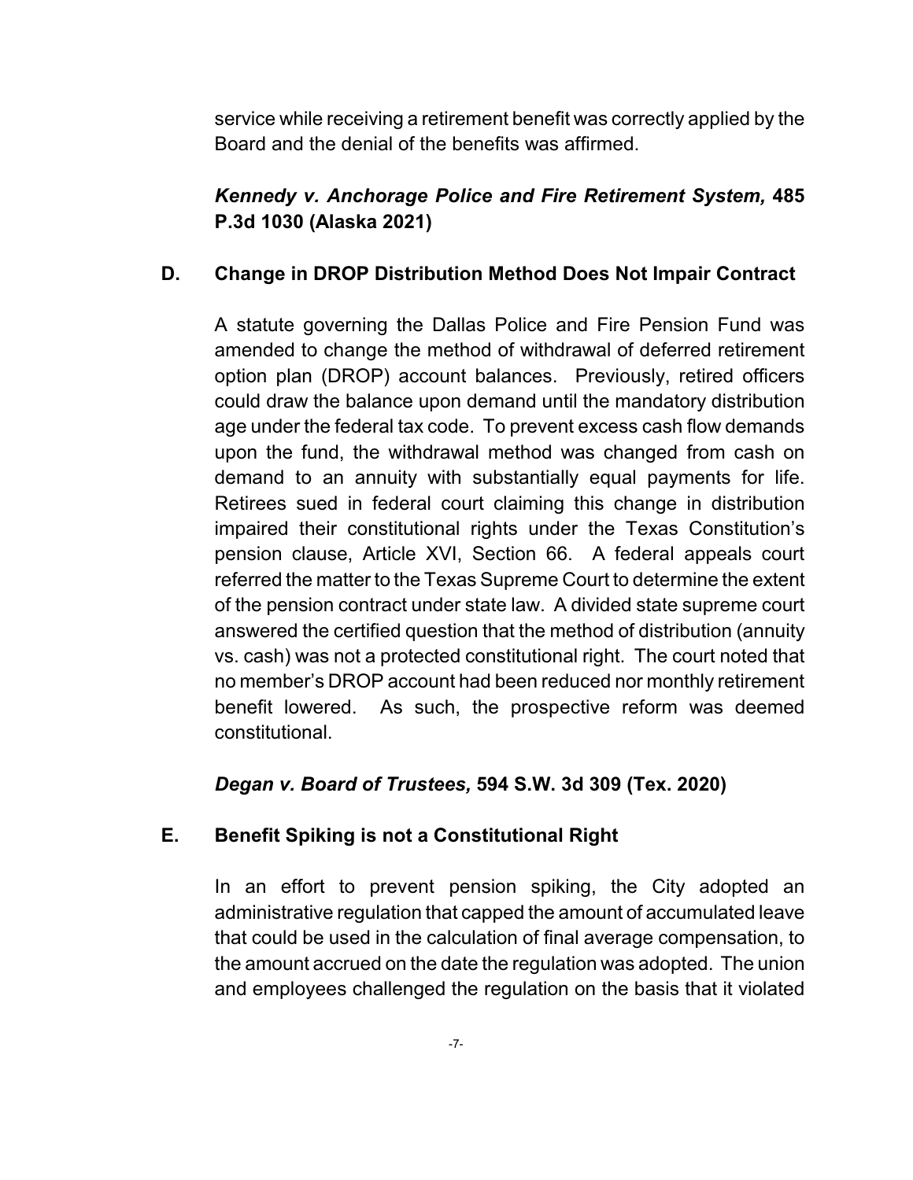service while receiving a retirement benefit was correctly applied by the Board and the denial of the benefits was affirmed.

***Kennedy v. Anchorage Police and Fire Retirement System,* 485 P.3d 1030 (Alaska 2021)**

### D. Change in DROP Distribution Method Does Not Impair Contract

A statute governing the Dallas Police and Fire Pension Fund was amended to change the method of withdrawal of deferred retirement option plan (DROP) account balances. Previously, retired officers could draw the balance upon demand until the mandatory distribution age under the federal tax code. To prevent excess cash flow demands upon the fund, the withdrawal method was changed from cash on demand to an annuity with substantially equal payments for life. Retirees sued in federal court claiming this change in distribution impaired their constitutional rights under the Texas Constitution's pension clause, Article XVI, Section 66. A federal appeals court referred the matter to the Texas Supreme Court to determine the extent of the pension contract under state law. A divided state supreme court answered the certified question that the method of distribution (annuity vs. cash) was not a protected constitutional right. The court noted that no member's DROP account had been reduced nor monthly retirement benefit lowered. As such, the prospective reform was deemed constitutional.

***Degan v. Board of Trustees,* 594 S.W. 3d 309 (Tex. 2020)**

### E. Benefit Spiking is not a Constitutional Right

In an effort to prevent pension spiking, the City adopted an administrative regulation that capped the amount of accumulated leave that could be used in the calculation of final average compensation, to the amount accrued on the date the regulation was adopted. The union and employees challenged the regulation on the basis that it violated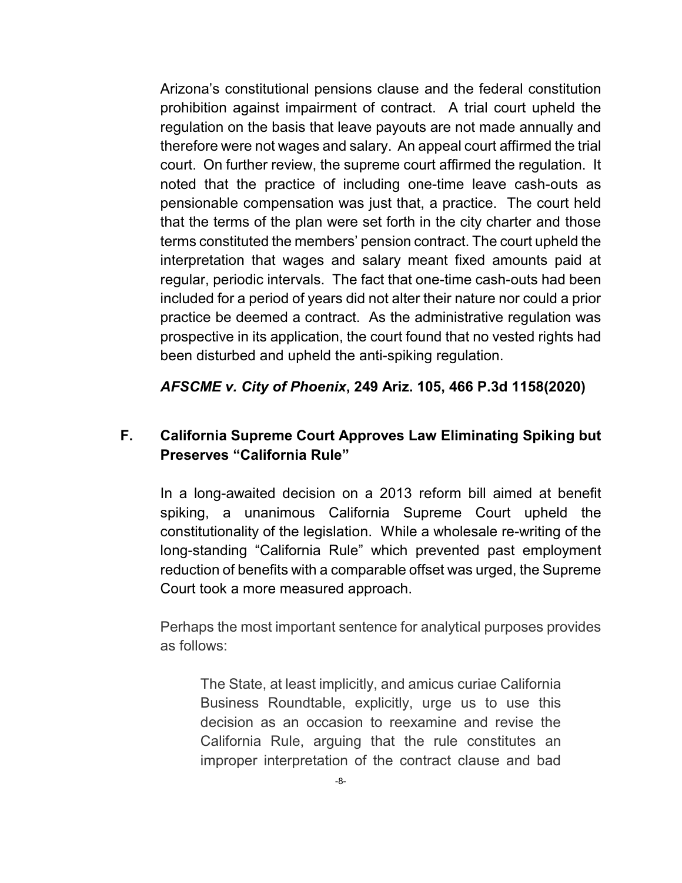Arizona's constitutional pensions clause and the federal constitution prohibition against impairment of contract. A trial court upheld the regulation on the basis that leave payouts are not made annually and therefore were not wages and salary. An appeal court affirmed the trial court. On further review, the supreme court affirmed the regulation. It noted that the practice of including one-time leave cash-outs as pensionable compensation was just that, a practice. The court held that the terms of the plan were set forth in the city charter and those terms constituted the members' pension contract. The court upheld the interpretation that wages and salary meant fixed amounts paid at regular, periodic intervals. The fact that one-time cash-outs had been included for a period of years did not alter their nature nor could a prior practice be deemed a contract. As the administrative regulation was prospective in its application, the court found that no vested rights had been disturbed and upheld the anti-spiking regulation.

***AFSCME v. City of Phoenix*, 249 Ariz. 105, 466 P.3d 1158(2020)**

## F. California Supreme Court Approves Law Eliminating Spiking but Preserves "California Rule"

In a long-awaited decision on a 2013 reform bill aimed at benefit spiking, a unanimous California Supreme Court upheld the constitutionality of the legislation. While a wholesale re-writing of the long-standing "California Rule" which prevented past employment reduction of benefits with a comparable offset was urged, the Supreme Court took a more measured approach.

Perhaps the most important sentence for analytical purposes provides as follows:

> The State, at least implicitly, and amicus curiae California Business Roundtable, explicitly, urge us to use this decision as an occasion to reexamine and revise the California Rule, arguing that the rule constitutes an improper interpretation of the contract clause and bad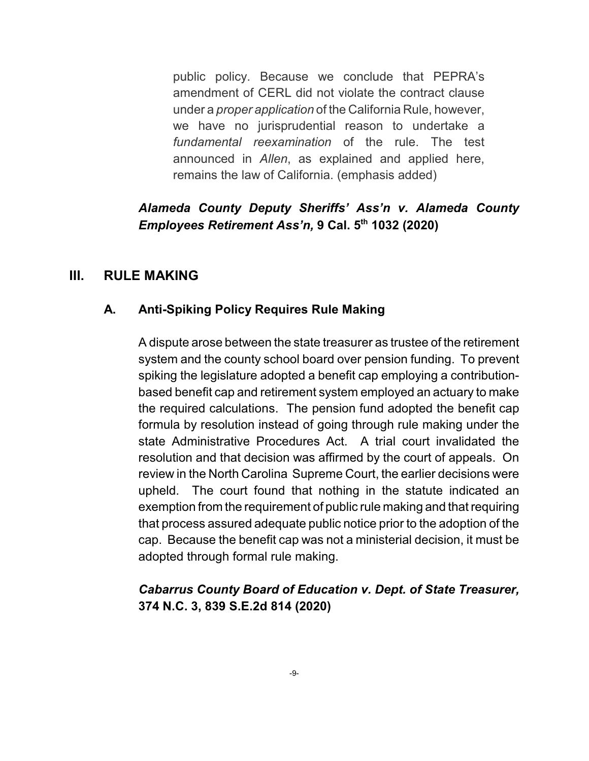public policy. Because we conclude that PEPRA's amendment of CERL did not violate the contract clause under a *proper application* of the California Rule, however, we have no jurisprudential reason to undertake a *fundamental reexamination* of the rule. The test announced in *Allen*, as explained and applied here, remains the law of California. (emphasis added)

***Alameda County Deputy Sheriffs' Ass'n v. Alameda County Employees Retirement Ass'n,* 9 Cal. 5th 1032 (2020)**

## III. RULE MAKING

### A. Anti-Spiking Policy Requires Rule Making

A dispute arose between the state treasurer as trustee of the retirement system and the county school board over pension funding. To prevent spiking the legislature adopted a benefit cap employing a contribution-based benefit cap and retirement system employed an actuary to make the required calculations. The pension fund adopted the benefit cap formula by resolution instead of going through rule making under the state Administrative Procedures Act. A trial court invalidated the resolution and that decision was affirmed by the court of appeals. On review in the North Carolina Supreme Court, the earlier decisions were upheld. The court found that nothing in the statute indicated an exemption from the requirement of public rule making and that requiring that process assured adequate public notice prior to the adoption of the cap. Because the benefit cap was not a ministerial decision, it must be adopted through formal rule making.

***Cabarrus County Board of Education v. Dept. of State Treasurer,* 374 N.C. 3, 839 S.E.2d 814 (2020)**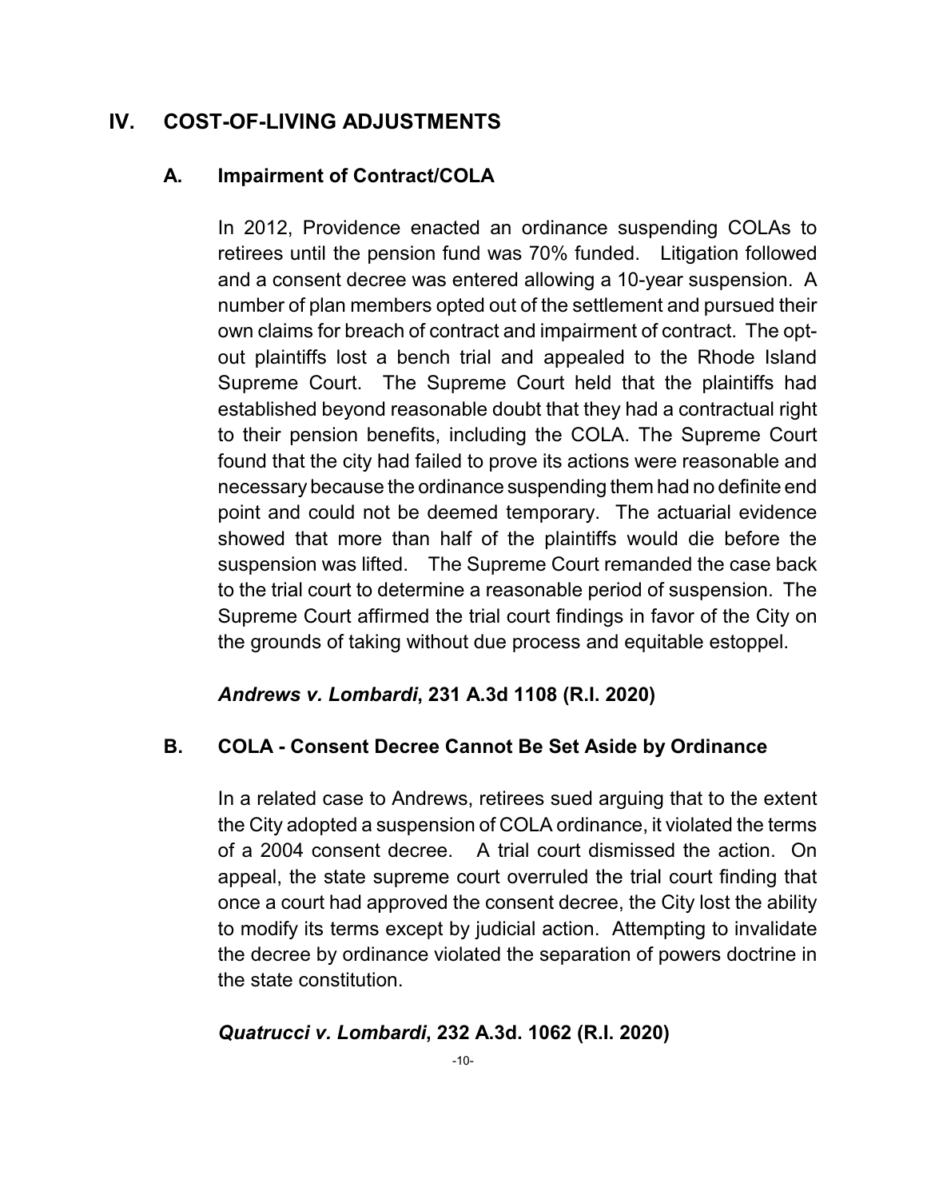## IV. COST-OF-LIVING ADJUSTMENTS

### A. Impairment of Contract/COLA

In 2012, Providence enacted an ordinance suspending COLAs to retirees until the pension fund was 70% funded. Litigation followed and a consent decree was entered allowing a 10-year suspension. A number of plan members opted out of the settlement and pursued their own claims for breach of contract and impairment of contract. The opt-out plaintiffs lost a bench trial and appealed to the Rhode Island Supreme Court. The Supreme Court held that the plaintiffs had established beyond reasonable doubt that they had a contractual right to their pension benefits, including the COLA. The Supreme Court found that the city had failed to prove its actions were reasonable and necessary because the ordinance suspending them had no definite end point and could not be deemed temporary. The actuarial evidence showed that more than half of the plaintiffs would die before the suspension was lifted. The Supreme Court remanded the case back to the trial court to determine a reasonable period of suspension. The Supreme Court affirmed the trial court findings in favor of the City on the grounds of taking without due process and equitable estoppel.

***Andrews v. Lombardi*, 231 A.3d 1108 (R.I. 2020)**

### B. COLA - Consent Decree Cannot Be Set Aside by Ordinance

In a related case to Andrews, retirees sued arguing that to the extent the City adopted a suspension of COLA ordinance, it violated the terms of a 2004 consent decree. A trial court dismissed the action. On appeal, the state supreme court overruled the trial court finding that once a court had approved the consent decree, the City lost the ability to modify its terms except by judicial action. Attempting to invalidate the decree by ordinance violated the separation of powers doctrine in the state constitution.

***Quatrucci v. Lombardi*, 232 A.3d. 1062 (R.I. 2020)**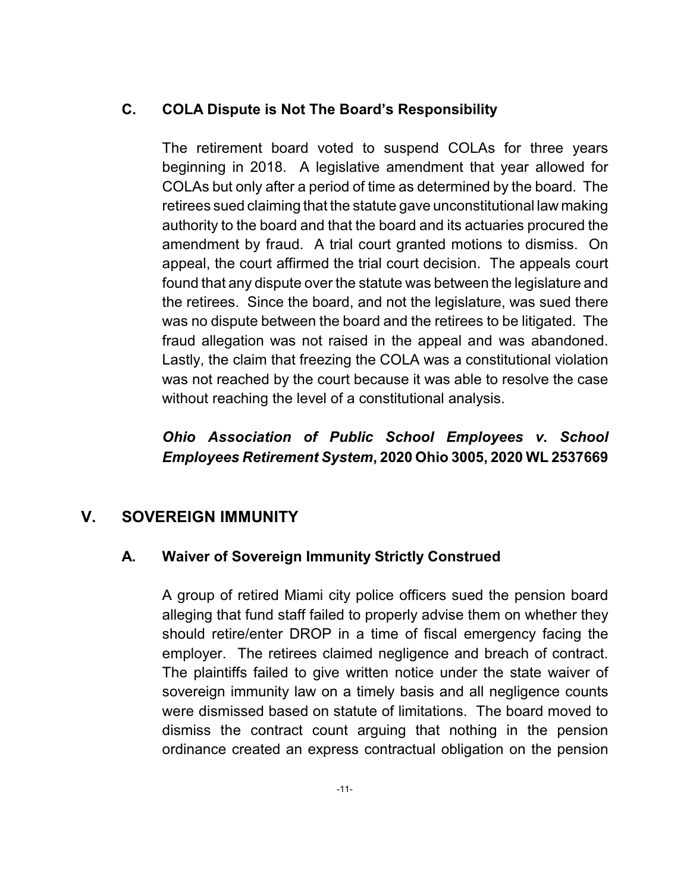### C. COLA Dispute is Not The Board's Responsibility

The retirement board voted to suspend COLAs for three years beginning in 2018. A legislative amendment that year allowed for COLAs but only after a period of time as determined by the board. The retirees sued claiming that the statute gave unconstitutional law making authority to the board and that the board and its actuaries procured the amendment by fraud. A trial court granted motions to dismiss. On appeal, the court affirmed the trial court decision. The appeals court found that any dispute over the statute was between the legislature and the retirees. Since the board, and not the legislature, was sued there was no dispute between the board and the retirees to be litigated. The fraud allegation was not raised in the appeal and was abandoned. Lastly, the claim that freezing the COLA was a constitutional violation was not reached by the court because it was able to resolve the case without reaching the level of a constitutional analysis.

***Ohio Association of Public School Employees v. School Employees Retirement System*, 2020 Ohio 3005, 2020 WL 2537669**

## V. SOVEREIGN IMMUNITY

### A. Waiver of Sovereign Immunity Strictly Construed

A group of retired Miami city police officers sued the pension board alleging that fund staff failed to properly advise them on whether they should retire/enter DROP in a time of fiscal emergency facing the employer. The retirees claimed negligence and breach of contract. The plaintiffs failed to give written notice under the state waiver of sovereign immunity law on a timely basis and all negligence counts were dismissed based on statute of limitations. The board moved to dismiss the contract count arguing that nothing in the pension ordinance created an express contractual obligation on the pension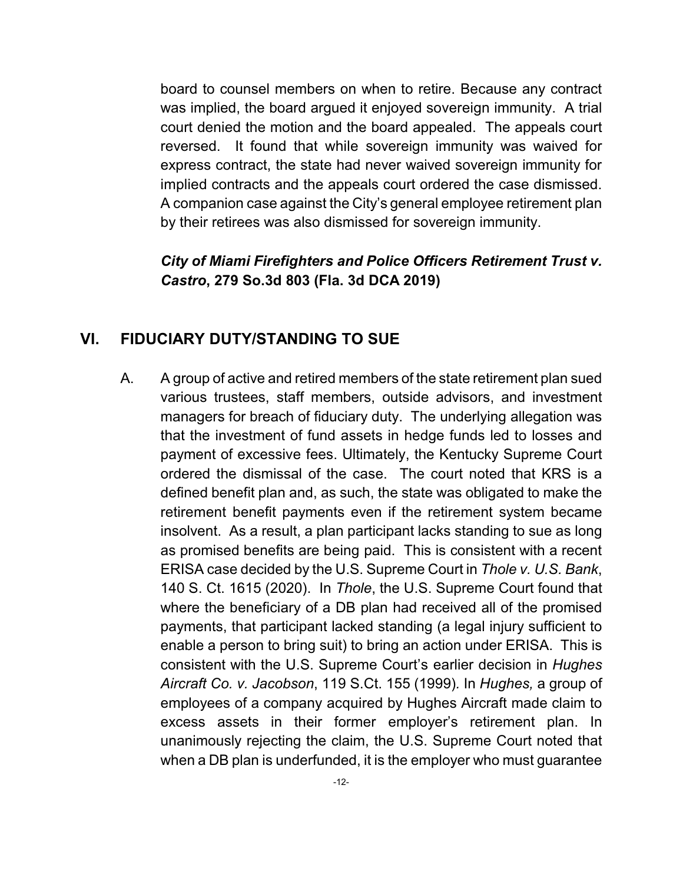board to counsel members on when to retire. Because any contract was implied, the board argued it enjoyed sovereign immunity. A trial court denied the motion and the board appealed. The appeals court reversed. It found that while sovereign immunity was waived for express contract, the state had never waived sovereign immunity for implied contracts and the appeals court ordered the case dismissed. A companion case against the City's general employee retirement plan by their retirees was also dismissed for sovereign immunity.

***City of Miami Firefighters and Police Officers Retirement Trust v. Castro*, 279 So.3d 803 (Fla. 3d DCA 2019)**

## VI. FIDUCIARY DUTY/STANDING TO SUE

A. A group of active and retired members of the state retirement plan sued various trustees, staff members, outside advisors, and investment managers for breach of fiduciary duty. The underlying allegation was that the investment of fund assets in hedge funds led to losses and payment of excessive fees. Ultimately, the Kentucky Supreme Court ordered the dismissal of the case. The court noted that KRS is a defined benefit plan and, as such, the state was obligated to make the retirement benefit payments even if the retirement system became insolvent. As a result, a plan participant lacks standing to sue as long as promised benefits are being paid. This is consistent with a recent ERISA case decided by the U.S. Supreme Court in *Thole v. U.S. Bank*, 140 S. Ct. 1615 (2020). In *Thole*, the U.S. Supreme Court found that where the beneficiary of a DB plan had received all of the promised payments, that participant lacked standing (a legal injury sufficient to enable a person to bring suit) to bring an action under ERISA. This is consistent with the U.S. Supreme Court's earlier decision in *Hughes Aircraft Co. v. Jacobson*, 119 S.Ct. 155 (1999). In *Hughes,* a group of employees of a company acquired by Hughes Aircraft made claim to excess assets in their former employer's retirement plan. In unanimously rejecting the claim, the U.S. Supreme Court noted that when a DB plan is underfunded, it is the employer who must guarantee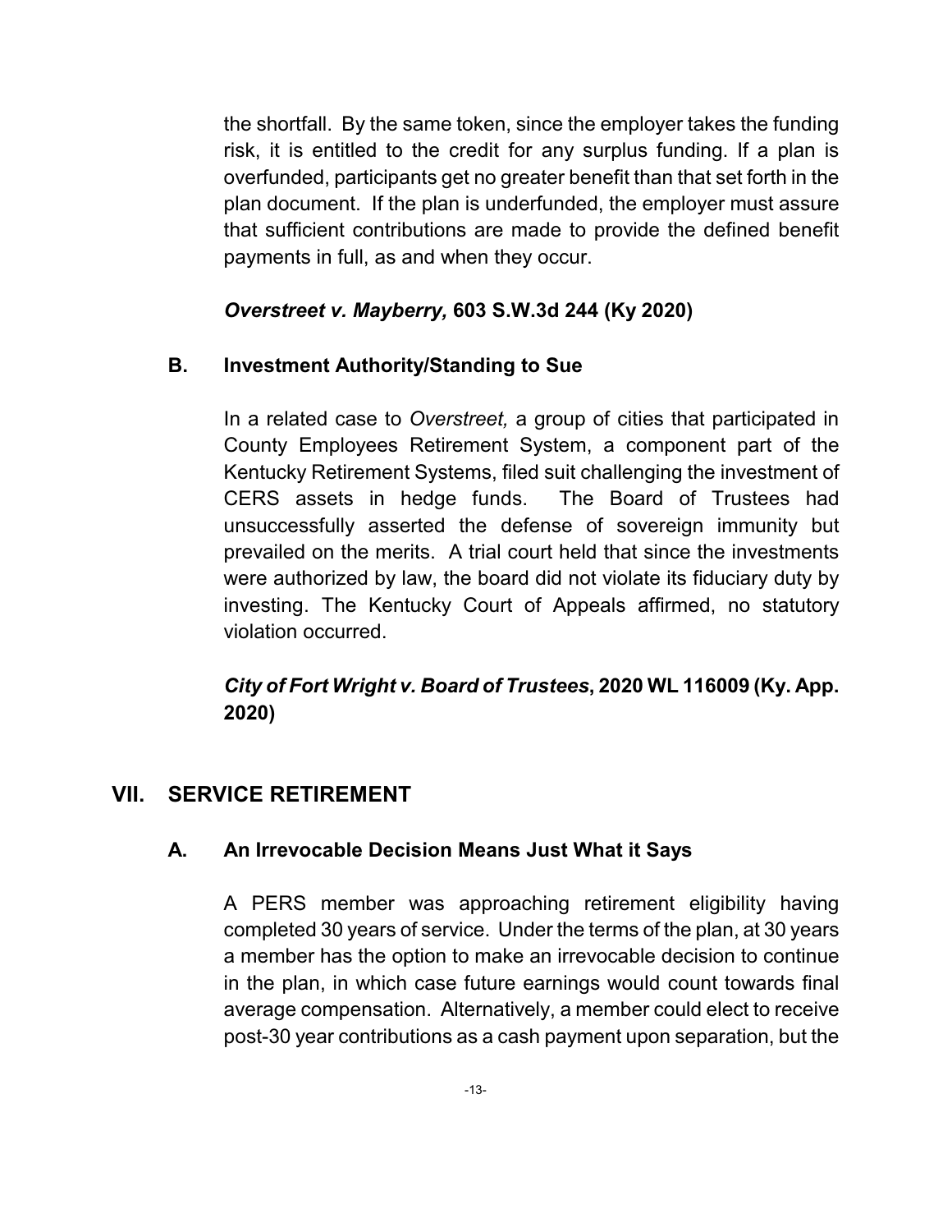the shortfall. By the same token, since the employer takes the funding risk, it is entitled to the credit for any surplus funding. If a plan is overfunded, participants get no greater benefit than that set forth in the plan document. If the plan is underfunded, the employer must assure that sufficient contributions are made to provide the defined benefit payments in full, as and when they occur.

***Overstreet v. Mayberry,* 603 S.W.3d 244 (Ky 2020)**

### B. Investment Authority/Standing to Sue

In a related case to *Overstreet,* a group of cities that participated in County Employees Retirement System, a component part of the Kentucky Retirement Systems, filed suit challenging the investment of CERS assets in hedge funds. The Board of Trustees had unsuccessfully asserted the defense of sovereign immunity but prevailed on the merits. A trial court held that since the investments were authorized by law, the board did not violate its fiduciary duty by investing. The Kentucky Court of Appeals affirmed, no statutory violation occurred.

***City of Fort Wright v. Board of Trustees*, 2020 WL 116009 (Ky. App. 2020)**

## VII. SERVICE RETIREMENT

### A. An Irrevocable Decision Means Just What it Says

A PERS member was approaching retirement eligibility having completed 30 years of service. Under the terms of the plan, at 30 years a member has the option to make an irrevocable decision to continue in the plan, in which case future earnings would count towards final average compensation. Alternatively, a member could elect to receive post-30 year contributions as a cash payment upon separation, but the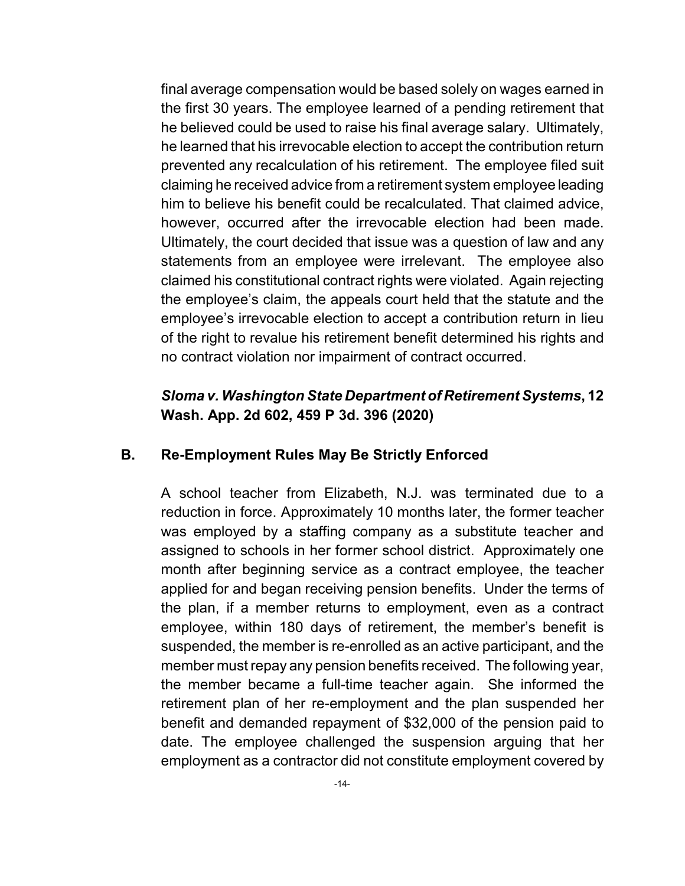final average compensation would be based solely on wages earned in the first 30 years. The employee learned of a pending retirement that he believed could be used to raise his final average salary. Ultimately, he learned that his irrevocable election to accept the contribution return prevented any recalculation of his retirement. The employee filed suit claiming he received advice from a retirement system employee leading him to believe his benefit could be recalculated. That claimed advice, however, occurred after the irrevocable election had been made. Ultimately, the court decided that issue was a question of law and any statements from an employee were irrelevant. The employee also claimed his constitutional contract rights were violated. Again rejecting the employee's claim, the appeals court held that the statute and the employee's irrevocable election to accept a contribution return in lieu of the right to revalue his retirement benefit determined his rights and no contract violation nor impairment of contract occurred.

***Sloma v. Washington State Department of Retirement Systems*, 12 Wash. App. 2d 602, 459 P 3d. 396 (2020)**

## B. Re-Employment Rules May Be Strictly Enforced

A school teacher from Elizabeth, N.J. was terminated due to a reduction in force. Approximately 10 months later, the former teacher was employed by a staffing company as a substitute teacher and assigned to schools in her former school district. Approximately one month after beginning service as a contract employee, the teacher applied for and began receiving pension benefits. Under the terms of the plan, if a member returns to employment, even as a contract employee, within 180 days of retirement, the member's benefit is suspended, the member is re-enrolled as an active participant, and the member must repay any pension benefits received. The following year, the member became a full-time teacher again. She informed the retirement plan of her re-employment and the plan suspended her benefit and demanded repayment of $32,000 of the pension paid to date. The employee challenged the suspension arguing that her employment as a contractor did not constitute employment covered by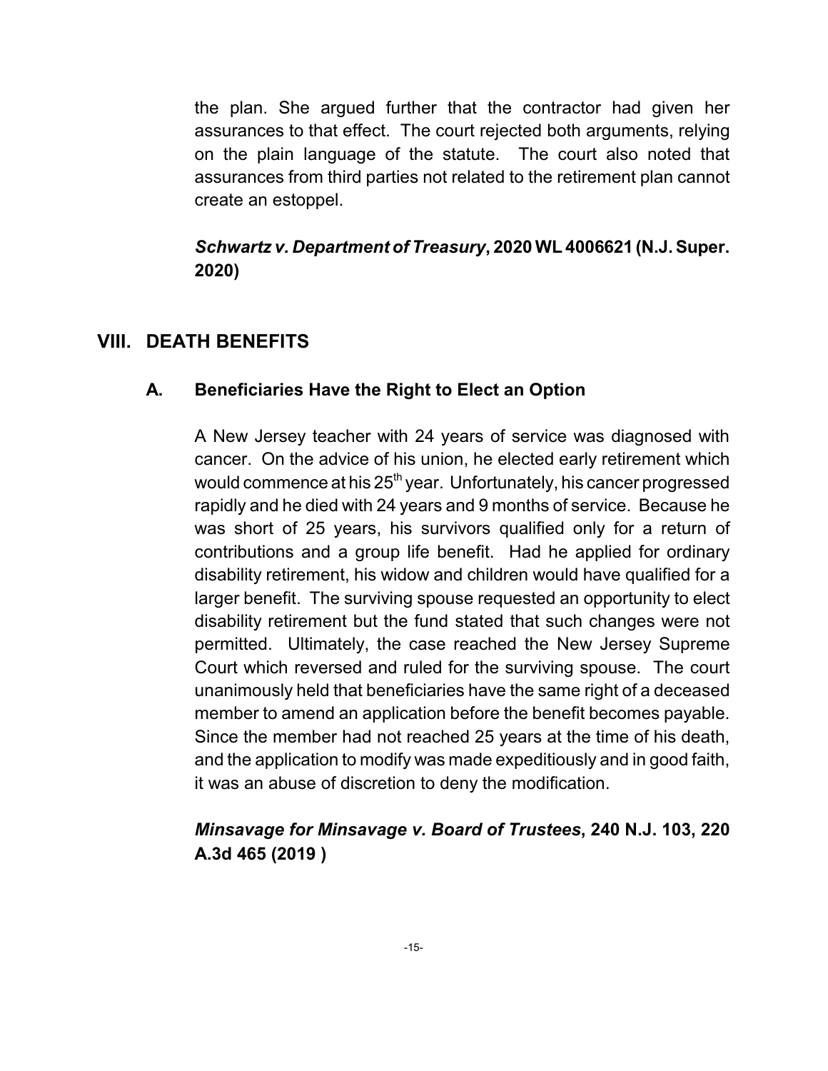the plan. She argued further that the contractor had given her assurances to that effect. The court rejected both arguments, relying on the plain language of the statute. The court also noted that assurances from third parties not related to the retirement plan cannot create an estoppel.

***Schwartz v. Department of Treasury*, 2020 WL 4006621 (N.J. Super. 2020)**

## VIII. DEATH BENEFITS

### A. Beneficiaries Have the Right to Elect an Option

A New Jersey teacher with 24 years of service was diagnosed with cancer. On the advice of his union, he elected early retirement which would commence at his 25th year. Unfortunately, his cancer progressed rapidly and he died with 24 years and 9 months of service. Because he was short of 25 years, his survivors qualified only for a return of contributions and a group life benefit. Had he applied for ordinary disability retirement, his widow and children would have qualified for a larger benefit. The surviving spouse requested an opportunity to elect disability retirement but the fund stated that such changes were not permitted. Ultimately, the case reached the New Jersey Supreme Court which reversed and ruled for the surviving spouse. The court unanimously held that beneficiaries have the same right of a deceased member to amend an application before the benefit becomes payable. Since the member had not reached 25 years at the time of his death, and the application to modify was made expeditiously and in good faith, it was an abuse of discretion to deny the modification.

***Minsavage for Minsavage v. Board of Trustees*, 240 N.J. 103, 220 A.3d 465 (2019 )**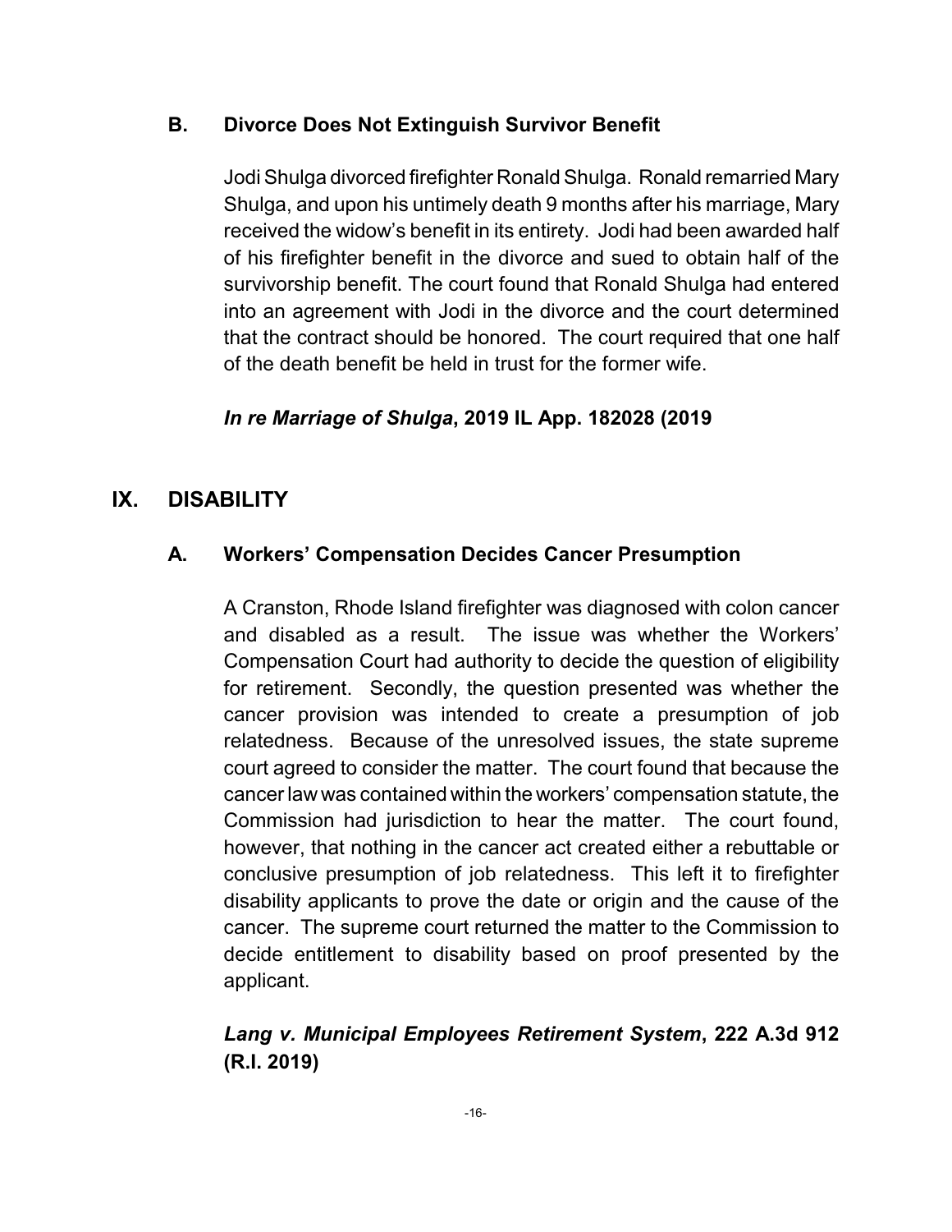### B. Divorce Does Not Extinguish Survivor Benefit

Jodi Shulga divorced firefighter Ronald Shulga. Ronald remarried Mary Shulga, and upon his untimely death 9 months after his marriage, Mary received the widow's benefit in its entirety. Jodi had been awarded half of his firefighter benefit in the divorce and sued to obtain half of the survivorship benefit. The court found that Ronald Shulga had entered into an agreement with Jodi in the divorce and the court determined that the contract should be honored. The court required that one half of the death benefit be held in trust for the former wife.

***In re Marriage of Shulga*, 2019 IL App. 182028 (2019**

## IX. DISABILITY

### A. Workers' Compensation Decides Cancer Presumption

A Cranston, Rhode Island firefighter was diagnosed with colon cancer and disabled as a result. The issue was whether the Workers' Compensation Court had authority to decide the question of eligibility for retirement. Secondly, the question presented was whether the cancer provision was intended to create a presumption of job relatedness. Because of the unresolved issues, the state supreme court agreed to consider the matter. The court found that because the cancer law was contained within the workers' compensation statute, the Commission had jurisdiction to hear the matter. The court found, however, that nothing in the cancer act created either a rebuttable or conclusive presumption of job relatedness. This left it to firefighter disability applicants to prove the date or origin and the cause of the cancer. The supreme court returned the matter to the Commission to decide entitlement to disability based on proof presented by the applicant.

***Lang v. Municipal Employees Retirement System*, 222 A.3d 912 (R.I. 2019)**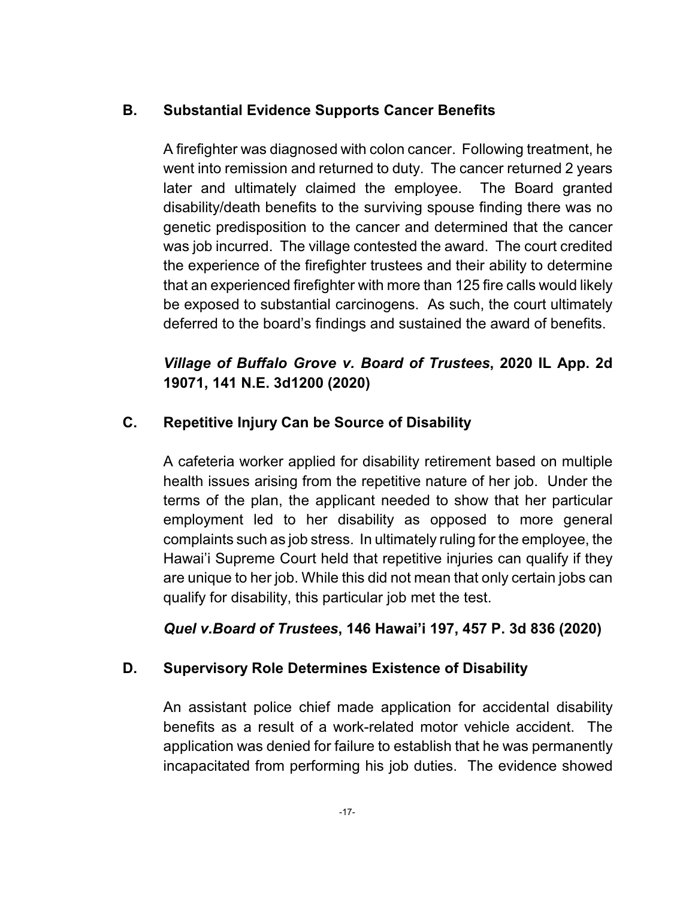## B. Substantial Evidence Supports Cancer Benefits

A firefighter was diagnosed with colon cancer. Following treatment, he went into remission and returned to duty. The cancer returned 2 years later and ultimately claimed the employee. The Board granted disability/death benefits to the surviving spouse finding there was no genetic predisposition to the cancer and determined that the cancer was job incurred. The village contested the award. The court credited the experience of the firefighter trustees and their ability to determine that an experienced firefighter with more than 125 fire calls would likely be exposed to substantial carcinogens. As such, the court ultimately deferred to the board's findings and sustained the award of benefits.

***Village of Buffalo Grove v. Board of Trustees*, 2020 IL App. 2d 19071, 141 N.E. 3d1200 (2020)**

## C. Repetitive Injury Can be Source of Disability

A cafeteria worker applied for disability retirement based on multiple health issues arising from the repetitive nature of her job. Under the terms of the plan, the applicant needed to show that her particular employment led to her disability as opposed to more general complaints such as job stress. In ultimately ruling for the employee, the Hawai'i Supreme Court held that repetitive injuries can qualify if they are unique to her job. While this did not mean that only certain jobs can qualify for disability, this particular job met the test.

***Quel v.Board of Trustees*, 146 Hawai'i 197, 457 P. 3d 836 (2020)**

## D. Supervisory Role Determines Existence of Disability

An assistant police chief made application for accidental disability benefits as a result of a work-related motor vehicle accident. The application was denied for failure to establish that he was permanently incapacitated from performing his job duties. The evidence showed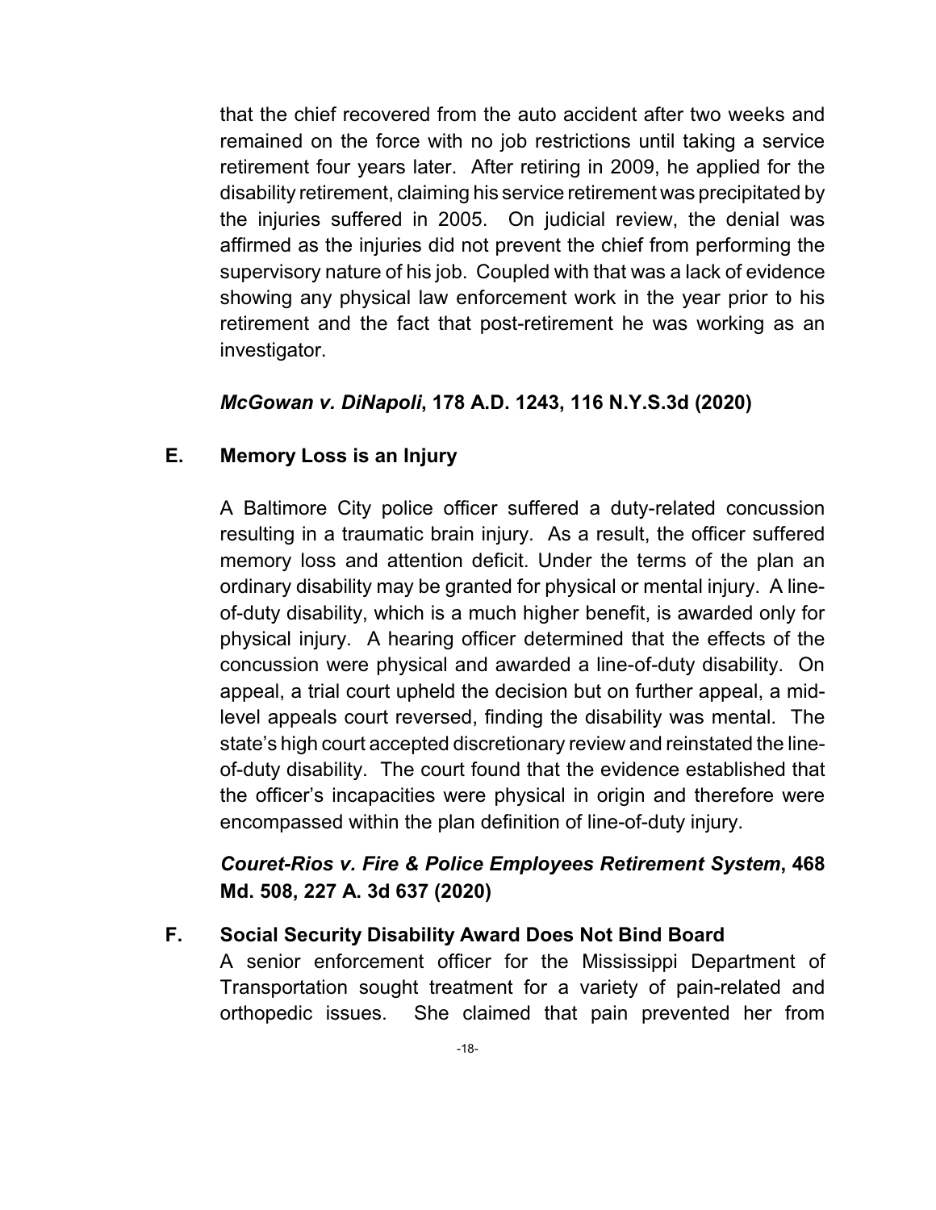that the chief recovered from the auto accident after two weeks and remained on the force with no job restrictions until taking a service retirement four years later. After retiring in 2009, he applied for the disability retirement, claiming his service retirement was precipitated by the injuries suffered in 2005. On judicial review, the denial was affirmed as the injuries did not prevent the chief from performing the supervisory nature of his job. Coupled with that was a lack of evidence showing any physical law enforcement work in the year prior to his retirement and the fact that post-retirement he was working as an investigator.

***McGowan v. DiNapoli*, 178 A.D. 1243, 116 N.Y.S.3d (2020)**

### E. Memory Loss is an Injury

A Baltimore City police officer suffered a duty-related concussion resulting in a traumatic brain injury. As a result, the officer suffered memory loss and attention deficit. Under the terms of the plan an ordinary disability may be granted for physical or mental injury. A line-of-duty disability, which is a much higher benefit, is awarded only for physical injury. A hearing officer determined that the effects of the concussion were physical and awarded a line-of-duty disability. On appeal, a trial court upheld the decision but on further appeal, a mid-level appeals court reversed, finding the disability was mental. The state's high court accepted discretionary review and reinstated the line-of-duty disability. The court found that the evidence established that the officer's incapacities were physical in origin and therefore were encompassed within the plan definition of line-of-duty injury.

***Couret-Rios v. Fire & Police Employees Retirement System*, 468 Md. 508, 227 A. 3d 637 (2020)**

### F. Social Security Disability Award Does Not Bind Board

A senior enforcement officer for the Mississippi Department of Transportation sought treatment for a variety of pain-related and orthopedic issues. She claimed that pain prevented her from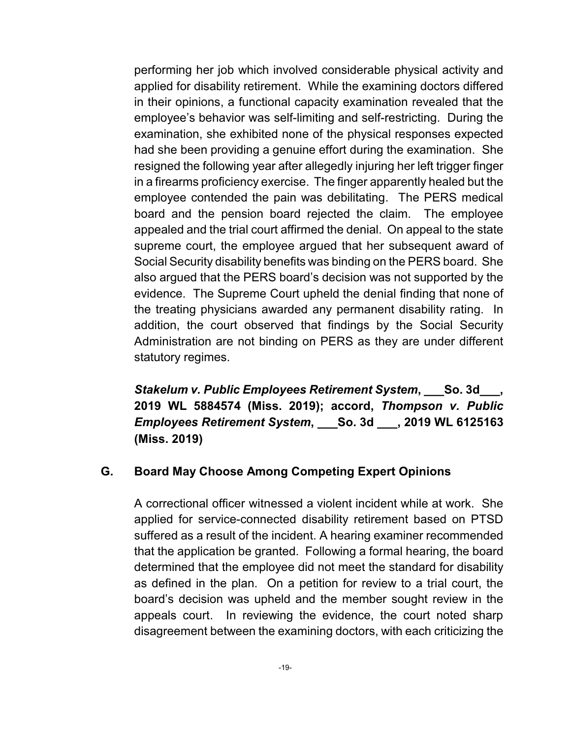performing her job which involved considerable physical activity and applied for disability retirement. While the examining doctors differed in their opinions, a functional capacity examination revealed that the employee's behavior was self-limiting and self-restricting. During the examination, she exhibited none of the physical responses expected had she been providing a genuine effort during the examination. She resigned the following year after allegedly injuring her left trigger finger in a firearms proficiency exercise. The finger apparently healed but the employee contended the pain was debilitating. The PERS medical board and the pension board rejected the claim. The employee appealed and the trial court affirmed the denial. On appeal to the state supreme court, the employee argued that her subsequent award of Social Security disability benefits was binding on the PERS board. She also argued that the PERS board's decision was not supported by the evidence. The Supreme Court upheld the denial finding that none of the treating physicians awarded any permanent disability rating. In addition, the court observed that findings by the Social Security Administration are not binding on PERS as they are under different statutory regimes.

***Stakelum v. Public Employees Retirement System*, ___So. 3d___, 2019 WL 5884574 (Miss. 2019); accord, *Thompson v. Public Employees Retirement System*, ___So. 3d ___, 2019 WL 6125163 (Miss. 2019)**

## G. Board May Choose Among Competing Expert Opinions

A correctional officer witnessed a violent incident while at work. She applied for service-connected disability retirement based on PTSD suffered as a result of the incident. A hearing examiner recommended that the application be granted. Following a formal hearing, the board determined that the employee did not meet the standard for disability as defined in the plan. On a petition for review to a trial court, the board's decision was upheld and the member sought review in the appeals court. In reviewing the evidence, the court noted sharp disagreement between the examining doctors, with each criticizing the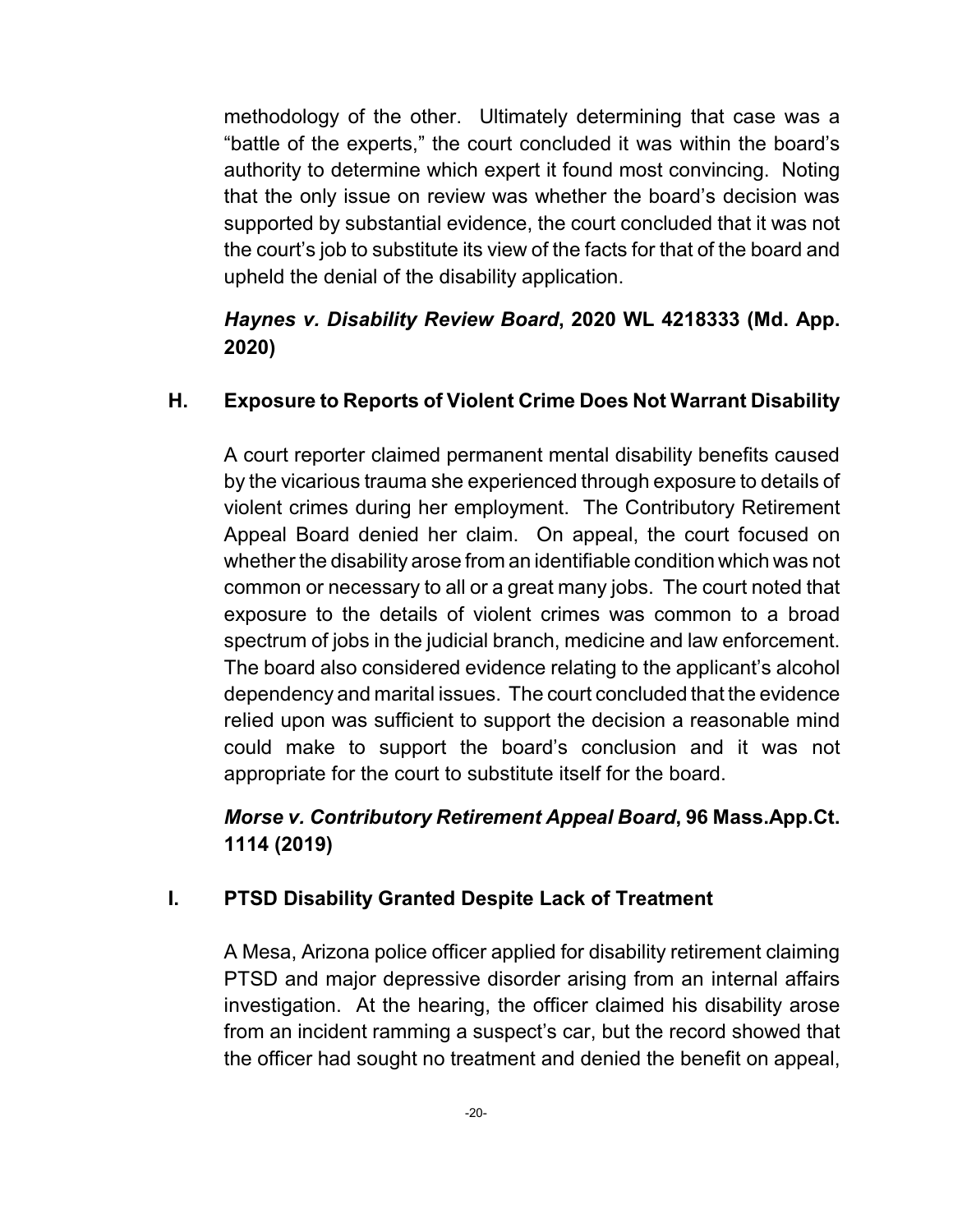methodology of the other. Ultimately determining that case was a "battle of the experts," the court concluded it was within the board's authority to determine which expert it found most convincing. Noting that the only issue on review was whether the board's decision was supported by substantial evidence, the court concluded that it was not the court's job to substitute its view of the facts for that of the board and upheld the denial of the disability application.

***Haynes v. Disability Review Board*, 2020 WL 4218333 (Md. App. 2020)**

### H. Exposure to Reports of Violent Crime Does Not Warrant Disability

A court reporter claimed permanent mental disability benefits caused by the vicarious trauma she experienced through exposure to details of violent crimes during her employment. The Contributory Retirement Appeal Board denied her claim. On appeal, the court focused on whether the disability arose from an identifiable condition which was not common or necessary to all or a great many jobs. The court noted that exposure to the details of violent crimes was common to a broad spectrum of jobs in the judicial branch, medicine and law enforcement. The board also considered evidence relating to the applicant's alcohol dependency and marital issues. The court concluded that the evidence relied upon was sufficient to support the decision a reasonable mind could make to support the board's conclusion and it was not appropriate for the court to substitute itself for the board.

***Morse v. Contributory Retirement Appeal Board*, 96 Mass.App.Ct. 1114 (2019)**

### I. PTSD Disability Granted Despite Lack of Treatment

A Mesa, Arizona police officer applied for disability retirement claiming PTSD and major depressive disorder arising from an internal affairs investigation. At the hearing, the officer claimed his disability arose from an incident ramming a suspect's car, but the record showed that the officer had sought no treatment and denied the benefit on appeal,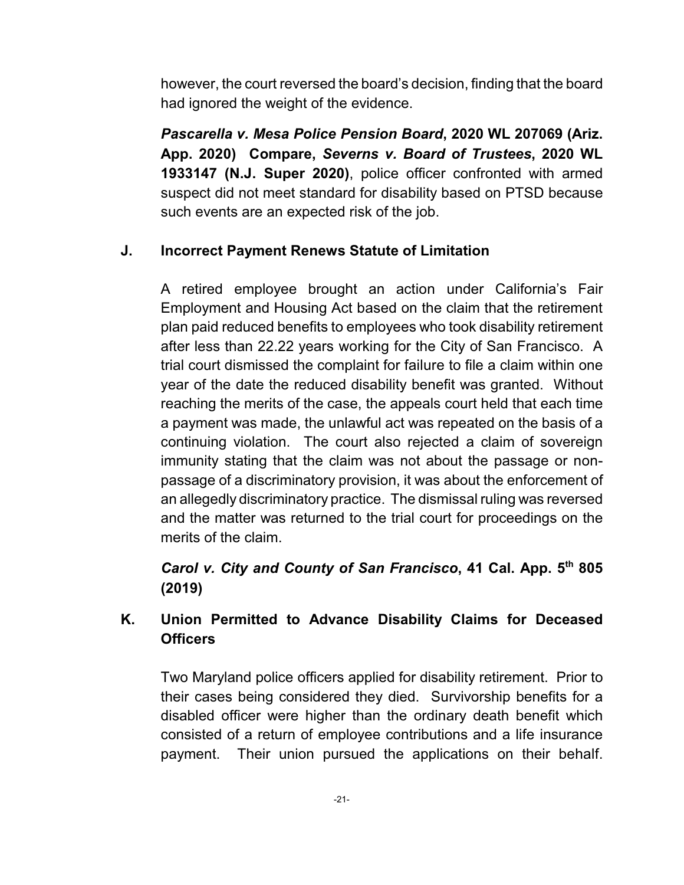however, the court reversed the board's decision, finding that the board had ignored the weight of the evidence.

***Pascarella v. Mesa Police Pension Board*, 2020 WL 207069 (Ariz. App. 2020) Compare, *Severns v. Board of Trustees*, 2020 WL 1933147 (N.J. Super 2020)**, police officer confronted with armed suspect did not meet standard for disability based on PTSD because such events are an expected risk of the job.

### J. Incorrect Payment Renews Statute of Limitation

A retired employee brought an action under California's Fair Employment and Housing Act based on the claim that the retirement plan paid reduced benefits to employees who took disability retirement after less than 22.22 years working for the City of San Francisco. A trial court dismissed the complaint for failure to file a claim within one year of the date the reduced disability benefit was granted. Without reaching the merits of the case, the appeals court held that each time a payment was made, the unlawful act was repeated on the basis of a continuing violation. The court also rejected a claim of sovereign immunity stating that the claim was not about the passage or non-passage of a discriminatory provision, it was about the enforcement of an allegedly discriminatory practice. The dismissal ruling was reversed and the matter was returned to the trial court for proceedings on the merits of the claim.

***Carol v. City and County of San Francisco*, 41 Cal. App. 5th 805 (2019)**

### K. Union Permitted to Advance Disability Claims for Deceased Officers

Two Maryland police officers applied for disability retirement. Prior to their cases being considered they died. Survivorship benefits for a disabled officer were higher than the ordinary death benefit which consisted of a return of employee contributions and a life insurance payment. Their union pursued the applications on their behalf.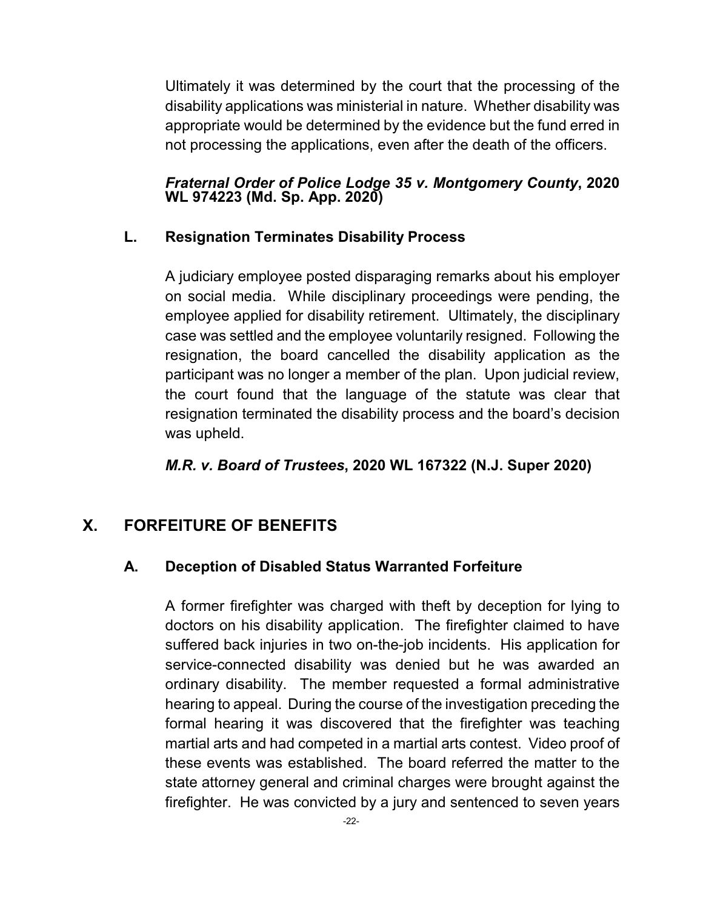Ultimately it was determined by the court that the processing of the disability applications was ministerial in nature. Whether disability was appropriate would be determined by the evidence but the fund erred in not processing the applications, even after the death of the officers.

***Fraternal Order of Police Lodge 35 v. Montgomery County*, 2020 WL 974223 (Md. Sp. App. 2020)**

### L. Resignation Terminates Disability Process

A judiciary employee posted disparaging remarks about his employer on social media. While disciplinary proceedings were pending, the employee applied for disability retirement. Ultimately, the disciplinary case was settled and the employee voluntarily resigned. Following the resignation, the board cancelled the disability application as the participant was no longer a member of the plan. Upon judicial review, the court found that the language of the statute was clear that resignation terminated the disability process and the board's decision was upheld.

***M.R. v. Board of Trustees*, 2020 WL 167322 (N.J. Super 2020)**

## X. FORFEITURE OF BENEFITS

### A. Deception of Disabled Status Warranted Forfeiture

A former firefighter was charged with theft by deception for lying to doctors on his disability application. The firefighter claimed to have suffered back injuries in two on-the-job incidents. His application for service-connected disability was denied but he was awarded an ordinary disability. The member requested a formal administrative hearing to appeal. During the course of the investigation preceding the formal hearing it was discovered that the firefighter was teaching martial arts and had competed in a martial arts contest. Video proof of these events was established. The board referred the matter to the state attorney general and criminal charges were brought against the firefighter. He was convicted by a jury and sentenced to seven years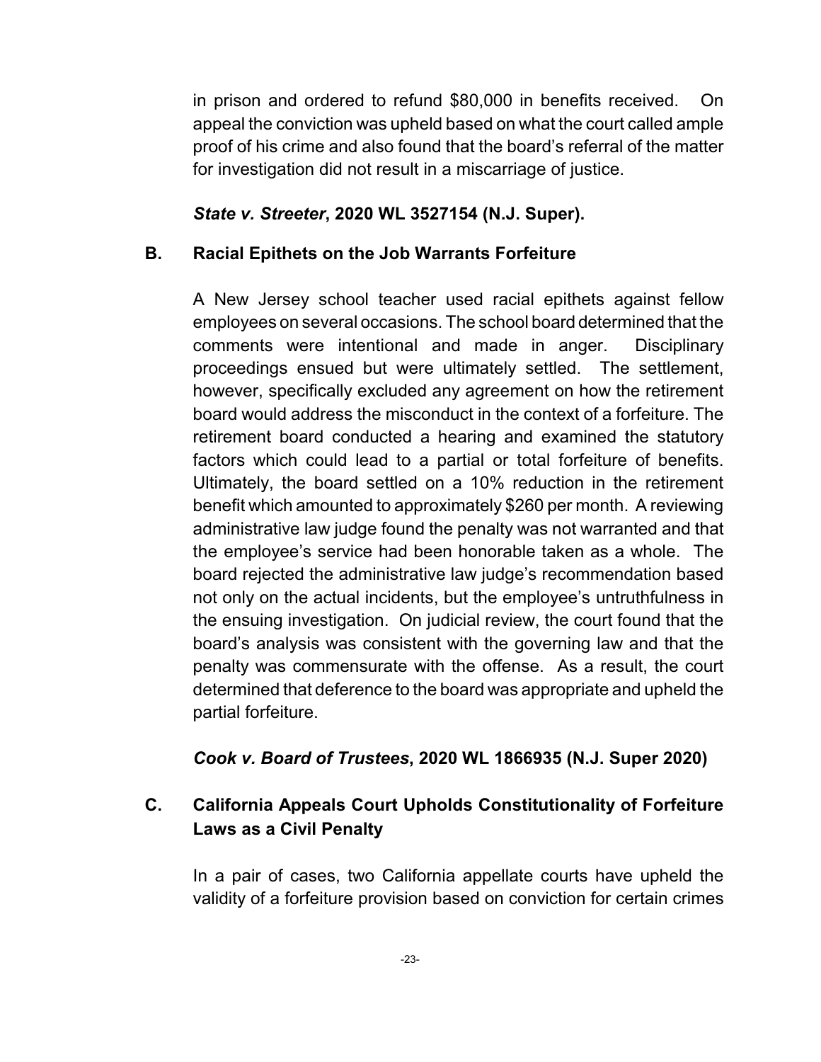in prison and ordered to refund $80,000 in benefits received. On appeal the conviction was upheld based on what the court called ample proof of his crime and also found that the board's referral of the matter for investigation did not result in a miscarriage of justice.

***State v. Streeter*, 2020 WL 3527154 (N.J. Super).**

### B. Racial Epithets on the Job Warrants Forfeiture

A New Jersey school teacher used racial epithets against fellow employees on several occasions. The school board determined that the comments were intentional and made in anger. Disciplinary proceedings ensued but were ultimately settled. The settlement, however, specifically excluded any agreement on how the retirement board would address the misconduct in the context of a forfeiture. The retirement board conducted a hearing and examined the statutory factors which could lead to a partial or total forfeiture of benefits. Ultimately, the board settled on a 10% reduction in the retirement benefit which amounted to approximately $260 per month. A reviewing administrative law judge found the penalty was not warranted and that the employee's service had been honorable taken as a whole. The board rejected the administrative law judge's recommendation based not only on the actual incidents, but the employee's untruthfulness in the ensuing investigation. On judicial review, the court found that the board's analysis was consistent with the governing law and that the penalty was commensurate with the offense. As a result, the court determined that deference to the board was appropriate and upheld the partial forfeiture.

***Cook v. Board of Trustees*, 2020 WL 1866935 (N.J. Super 2020)**

### C. California Appeals Court Upholds Constitutionality of Forfeiture Laws as a Civil Penalty

In a pair of cases, two California appellate courts have upheld the validity of a forfeiture provision based on conviction for certain crimes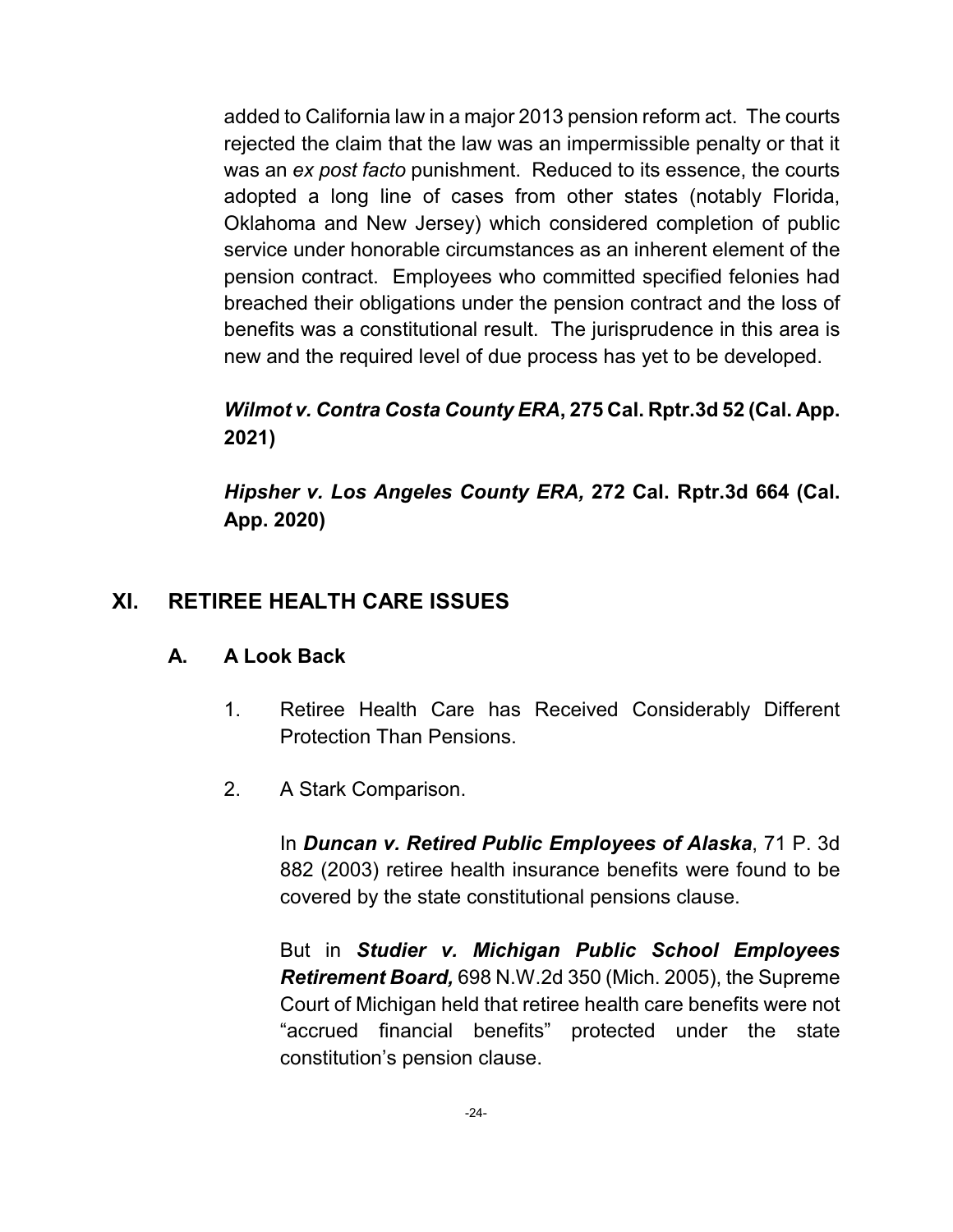added to California law in a major 2013 pension reform act. The courts rejected the claim that the law was an impermissible penalty or that it was an *ex post facto* punishment. Reduced to its essence, the courts adopted a long line of cases from other states (notably Florida, Oklahoma and New Jersey) which considered completion of public service under honorable circumstances as an inherent element of the pension contract. Employees who committed specified felonies had breached their obligations under the pension contract and the loss of benefits was a constitutional result. The jurisprudence in this area is new and the required level of due process has yet to be developed.

***Wilmot v. Contra Costa County ERA*, 275 Cal. Rptr.3d 52 (Cal. App. 2021)**

***Hipsher v. Los Angeles County ERA,* 272 Cal. Rptr.3d 664 (Cal. App. 2020)**

## XI. RETIREE HEALTH CARE ISSUES

### A. A Look Back

1. Retiree Health Care has Received Considerably Different Protection Than Pensions.

2. A Stark Comparison.

   In ***Duncan v. Retired Public Employees of Alaska***, 71 P. 3d 882 (2003) retiree health insurance benefits were found to be covered by the state constitutional pensions clause.

   But in ***Studier v. Michigan Public School Employees Retirement Board,*** 698 N.W.2d 350 (Mich. 2005), the Supreme Court of Michigan held that retiree health care benefits were not "accrued financial benefits" protected under the state constitution's pension clause.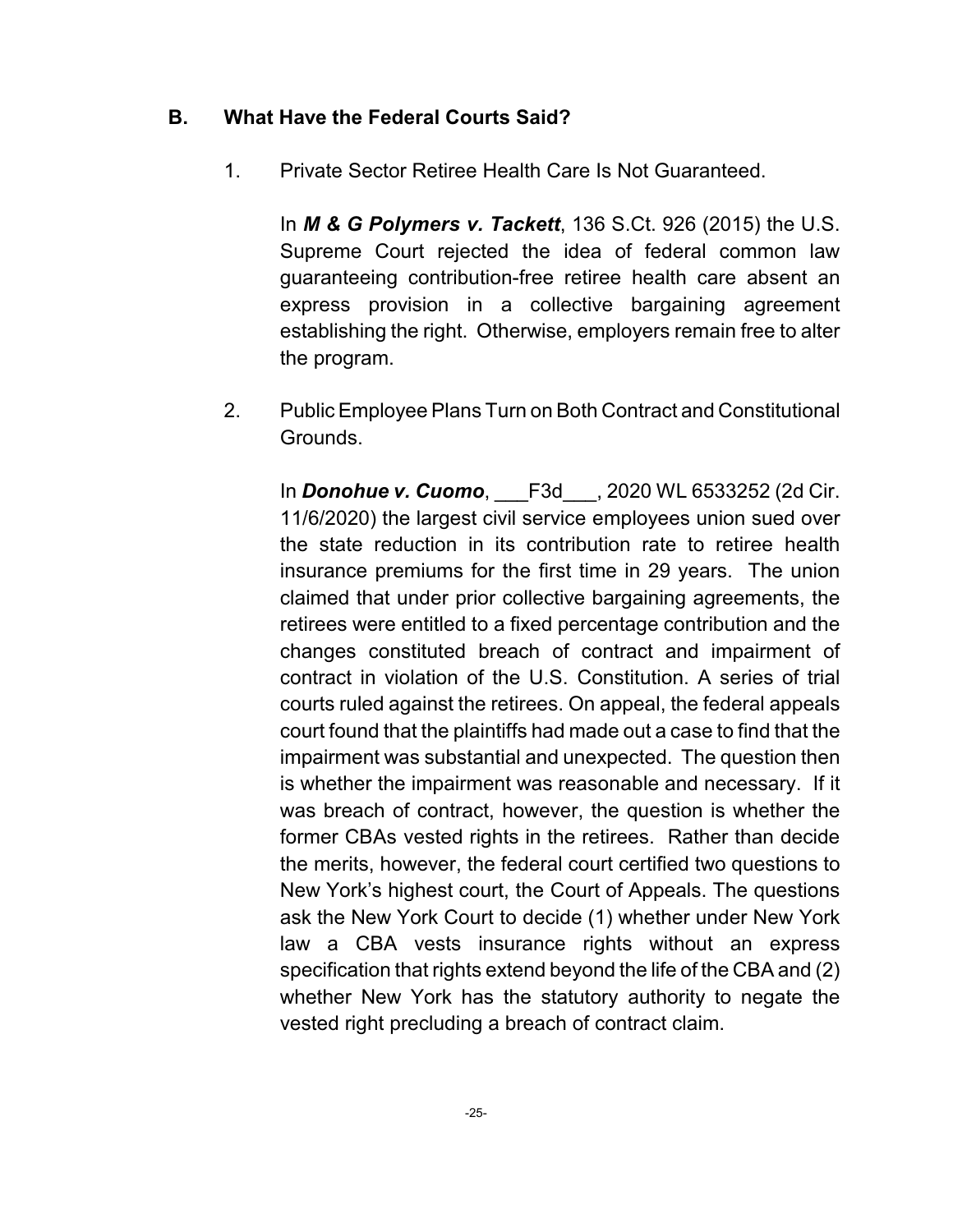## B. What Have the Federal Courts Said?

1. Private Sector Retiree Health Care Is Not Guaranteed.

   In ***M & G Polymers v. Tackett***, 136 S.Ct. 926 (2015) the U.S. Supreme Court rejected the idea of federal common law guaranteeing contribution-free retiree health care absent an express provision in a collective bargaining agreement establishing the right. Otherwise, employers remain free to alter the program.

2. Public Employee Plans Turn on Both Contract and Constitutional Grounds.

   In ***Donohue v. Cuomo***, ___F3d___, 2020 WL 6533252 (2d Cir. 11/6/2020) the largest civil service employees union sued over the state reduction in its contribution rate to retiree health insurance premiums for the first time in 29 years. The union claimed that under prior collective bargaining agreements, the retirees were entitled to a fixed percentage contribution and the changes constituted breach of contract and impairment of contract in violation of the U.S. Constitution. A series of trial courts ruled against the retirees. On appeal, the federal appeals court found that the plaintiffs had made out a case to find that the impairment was substantial and unexpected. The question then is whether the impairment was reasonable and necessary. If it was breach of contract, however, the question is whether the former CBAs vested rights in the retirees. Rather than decide the merits, however, the federal court certified two questions to New York's highest court, the Court of Appeals. The questions ask the New York Court to decide (1) whether under New York law a CBA vests insurance rights without an express specification that rights extend beyond the life of the CBA and (2) whether New York has the statutory authority to negate the vested right precluding a breach of contract claim.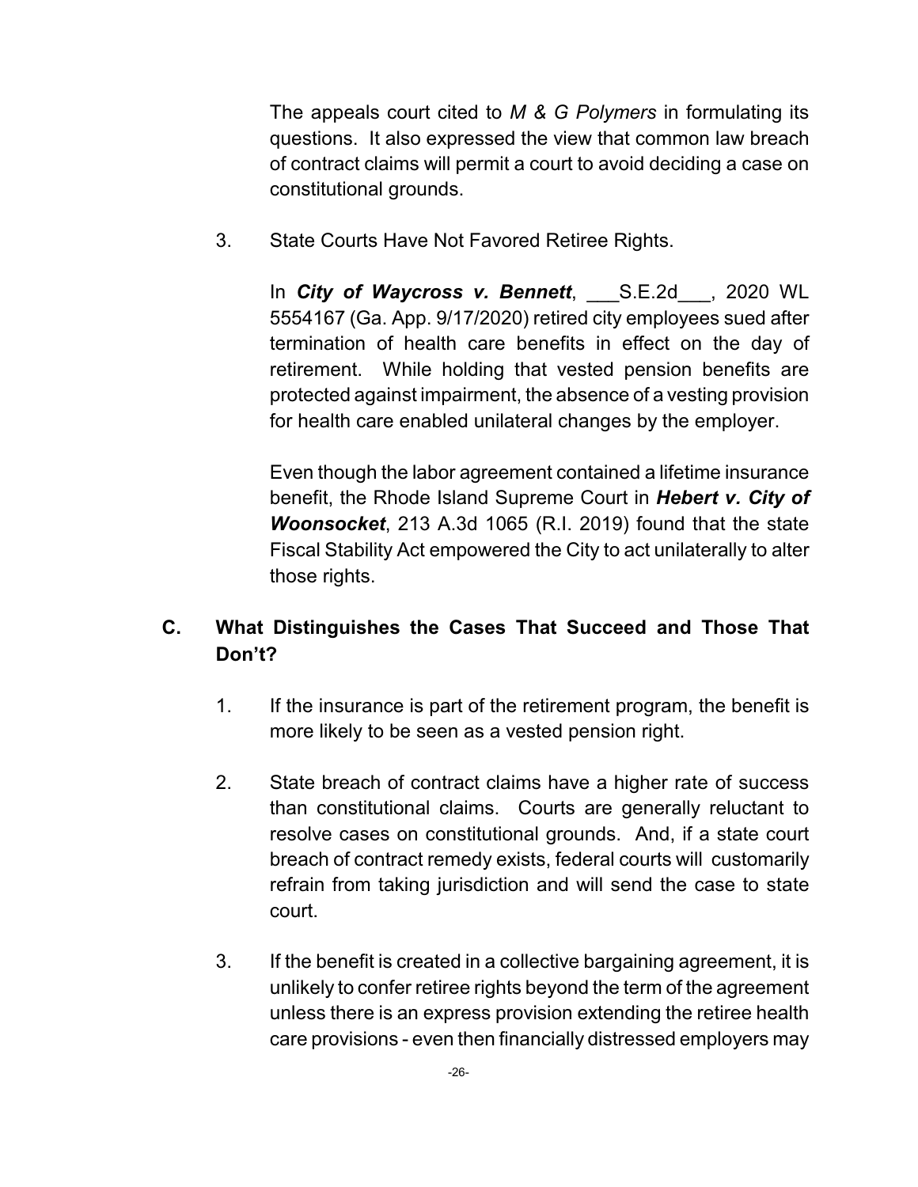The appeals court cited to *M & G Polymers* in formulating its questions. It also expressed the view that common law breach of contract claims will permit a court to avoid deciding a case on constitutional grounds.

3. State Courts Have Not Favored Retiree Rights.

In ***City of Waycross v. Bennett***, ___S.E.2d___, 2020 WL 5554167 (Ga. App. 9/17/2020) retired city employees sued after termination of health care benefits in effect on the day of retirement. While holding that vested pension benefits are protected against impairment, the absence of a vesting provision for health care enabled unilateral changes by the employer.

Even though the labor agreement contained a lifetime insurance benefit, the Rhode Island Supreme Court in ***Hebert v. City of Woonsocket***, 213 A.3d 1065 (R.I. 2019) found that the state Fiscal Stability Act empowered the City to act unilaterally to alter those rights.

## C. What Distinguishes the Cases That Succeed and Those That Don't?

1. If the insurance is part of the retirement program, the benefit is more likely to be seen as a vested pension right.

2. State breach of contract claims have a higher rate of success than constitutional claims. Courts are generally reluctant to resolve cases on constitutional grounds. And, if a state court breach of contract remedy exists, federal courts will customarily refrain from taking jurisdiction and will send the case to state court.

3. If the benefit is created in a collective bargaining agreement, it is unlikely to confer retiree rights beyond the term of the agreement unless there is an express provision extending the retiree health care provisions - even then financially distressed employers may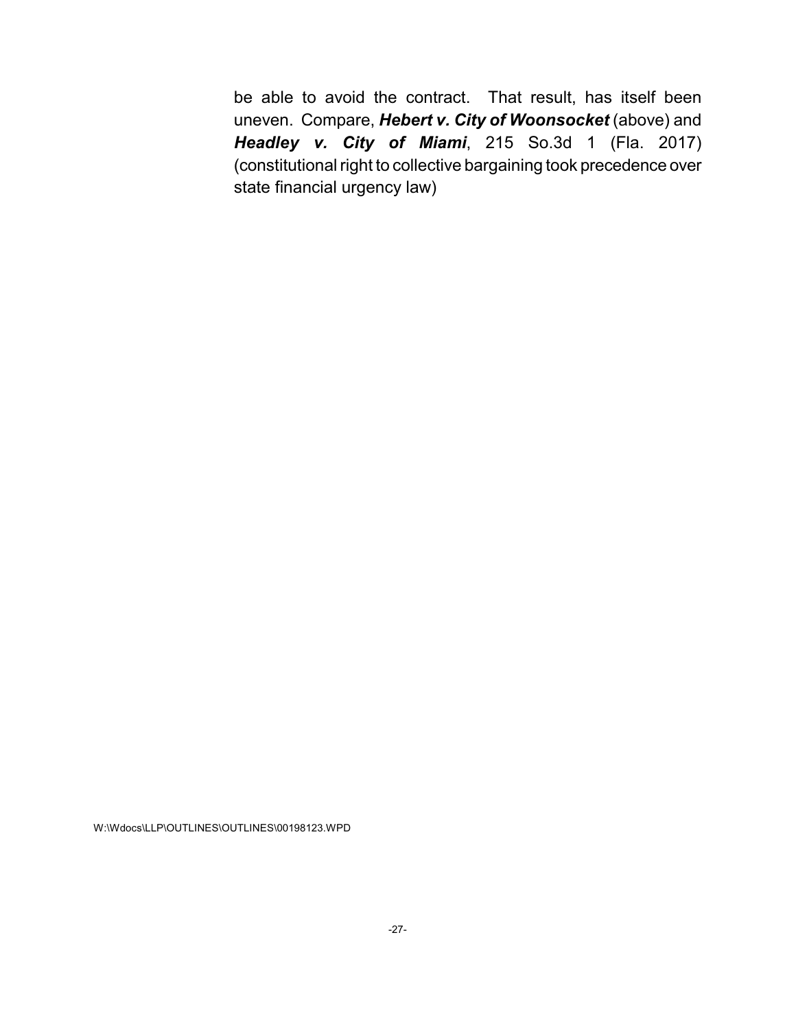be able to avoid the contract. That result, has itself been uneven. Compare, ***Hebert v. City of Woonsocket*** (above) and ***Headley v. City of Miami***, 215 So.3d 1 (Fla. 2017) (constitutional right to collective bargaining took precedence over state financial urgency law)

W:\Wdocs\LLP\OUTLINES\OUTLINES\00198123.WPD